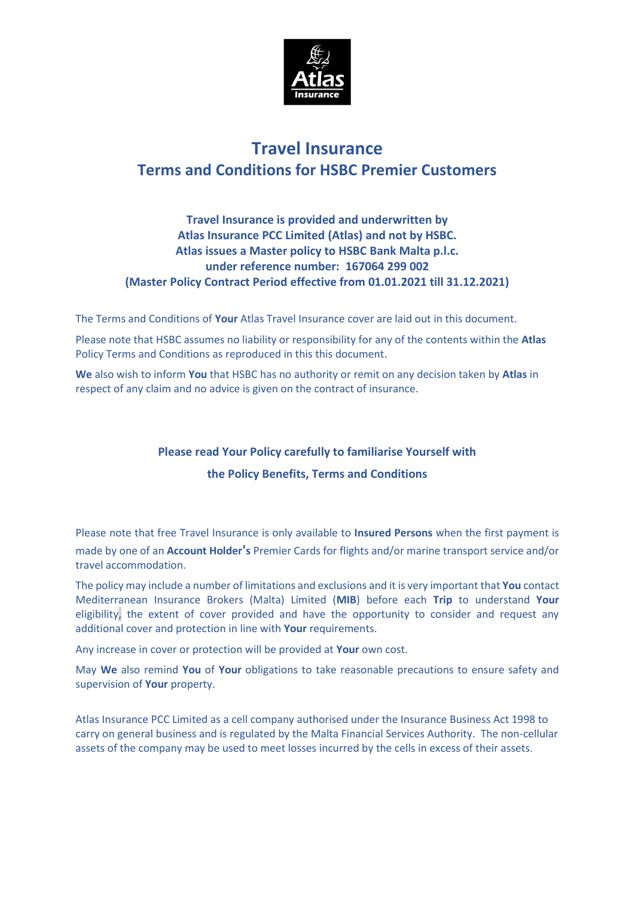# Travel Insurance

## Terms and Conditions for HSBC Premier Customers

**Travel Insurance is provided and underwritten by Atlas Insurance PCC Limited (Atlas) and not by HSBC. Atlas issues a Master policy to HSBC Bank Malta p.l.c. under reference number: 167064 299 002 (Master Policy Contract Period effective from 01.01.2021 till 31.12.2021)**

The Terms and Conditions of **Your** Atlas Travel Insurance cover are laid out in this document.

Please note that HSBC assumes no liability or responsibility for any of the contents within the **Atlas** Policy Terms and Conditions as reproduced in this this document.

**We** also wish to inform **You** that HSBC has no authority or remit on any decision taken by **Atlas** in respect of any claim and no advice is given on the contract of insurance.

**Please read Your Policy carefully to familiarise Yourself with the Policy Benefits, Terms and Conditions**

Please note that free Travel Insurance is only available to **Insured Persons** when the first payment is made by one of an **Account Holder's** Premier Cards for flights and/or marine transport service and/or travel accommodation.

The policy may include a number of limitations and exclusions and it is very important that **You** contact Mediterranean Insurance Brokers (Malta) Limited (**MIB**) before each **Trip** to understand **Your** eligibility, the extent of cover provided and have the opportunity to consider and request any additional cover and protection in line with **Your** requirements.

Any increase in cover or protection will be provided at **Your** own cost.

May **We** also remind **You** of **Your** obligations to take reasonable precautions to ensure safety and supervision of **Your** property.

Atlas Insurance PCC Limited as a cell company authorised under the Insurance Business Act 1998 to carry on general business and is regulated by the Malta Financial Services Authority. The non-cellular assets of the company may be used to meet losses incurred by the cells in excess of their assets.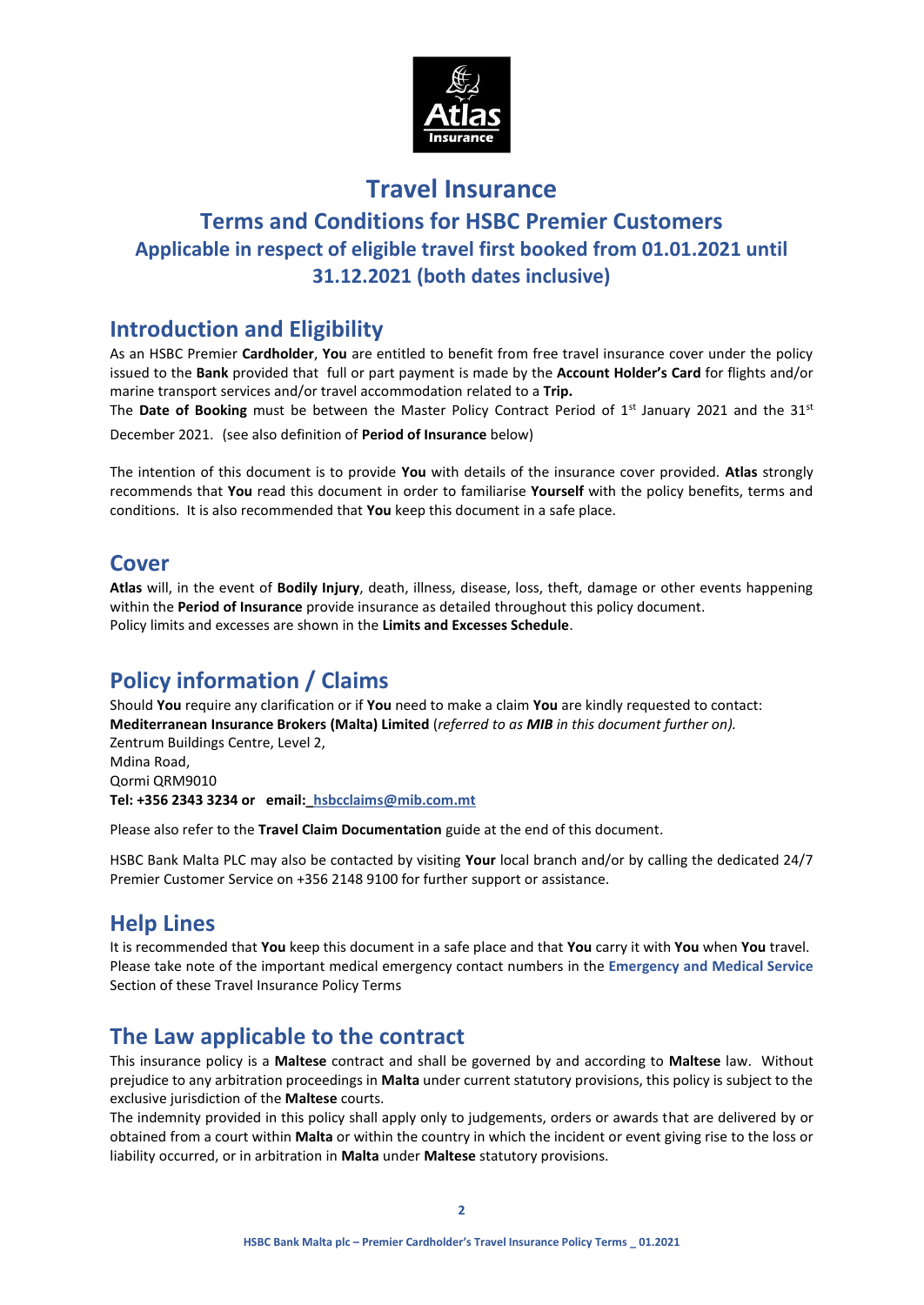# Travel Insurance

## Terms and Conditions for HSBC Premier Customers

### Applicable in respect of eligible travel first booked from 01.01.2021 until 31.12.2021 (both dates inclusive)

## Introduction and Eligibility

As an HSBC Premier **Cardholder**, **You** are entitled to benefit from free travel insurance cover under the policy issued to the **Bank** provided that full or part payment is made by the **Account Holder's Card** for flights and/or marine transport services and/or travel accommodation related to a **Trip.**

The **Date of Booking** must be between the Master Policy Contract Period of 1st January 2021 and the 31st December 2021. (see also definition of **Period of Insurance** below)

The intention of this document is to provide **You** with details of the insurance cover provided. **Atlas** strongly recommends that **You** read this document in order to familiarise **Yourself** with the policy benefits, terms and conditions. It is also recommended that **You** keep this document in a safe place.

## Cover

**Atlas** will, in the event of **Bodily Injury**, death, illness, disease, loss, theft, damage or other events happening within the **Period of Insurance** provide insurance as detailed throughout this policy document.
Policy limits and excesses are shown in the **Limits and Excesses Schedule**.

## Policy information / Claims

Should **You** require any clarification or if **You** need to make a claim **You** are kindly requested to contact:
**Mediterranean Insurance Brokers (Malta) Limited** (*referred to as **MIB** in this document further on).*
Zentrum Buildings Centre, Level 2,
Mdina Road,
Qormi QRM9010
**Tel: +356 2343 3234 or email: hsbcclaims@mib.com.mt**

Please also refer to the **Travel Claim Documentation** guide at the end of this document.

HSBC Bank Malta PLC may also be contacted by visiting **Your** local branch and/or by calling the dedicated 24/7 Premier Customer Service on +356 2148 9100 for further support or assistance.

## Help Lines

It is recommended that **You** keep this document in a safe place and that **You** carry it with **You** when **You** travel. Please take note of the important medical emergency contact numbers in the **Emergency and Medical Service** Section of these Travel Insurance Policy Terms

## The Law applicable to the contract

This insurance policy is a **Maltese** contract and shall be governed by and according to **Maltese** law. Without prejudice to any arbitration proceedings in **Malta** under current statutory provisions, this policy is subject to the exclusive jurisdiction of the **Maltese** courts.

The indemnity provided in this policy shall apply only to judgements, orders or awards that are delivered by or obtained from a court within **Malta** or within the country in which the incident or event giving rise to the loss or liability occurred, or in arbitration in **Malta** under **Maltese** statutory provisions.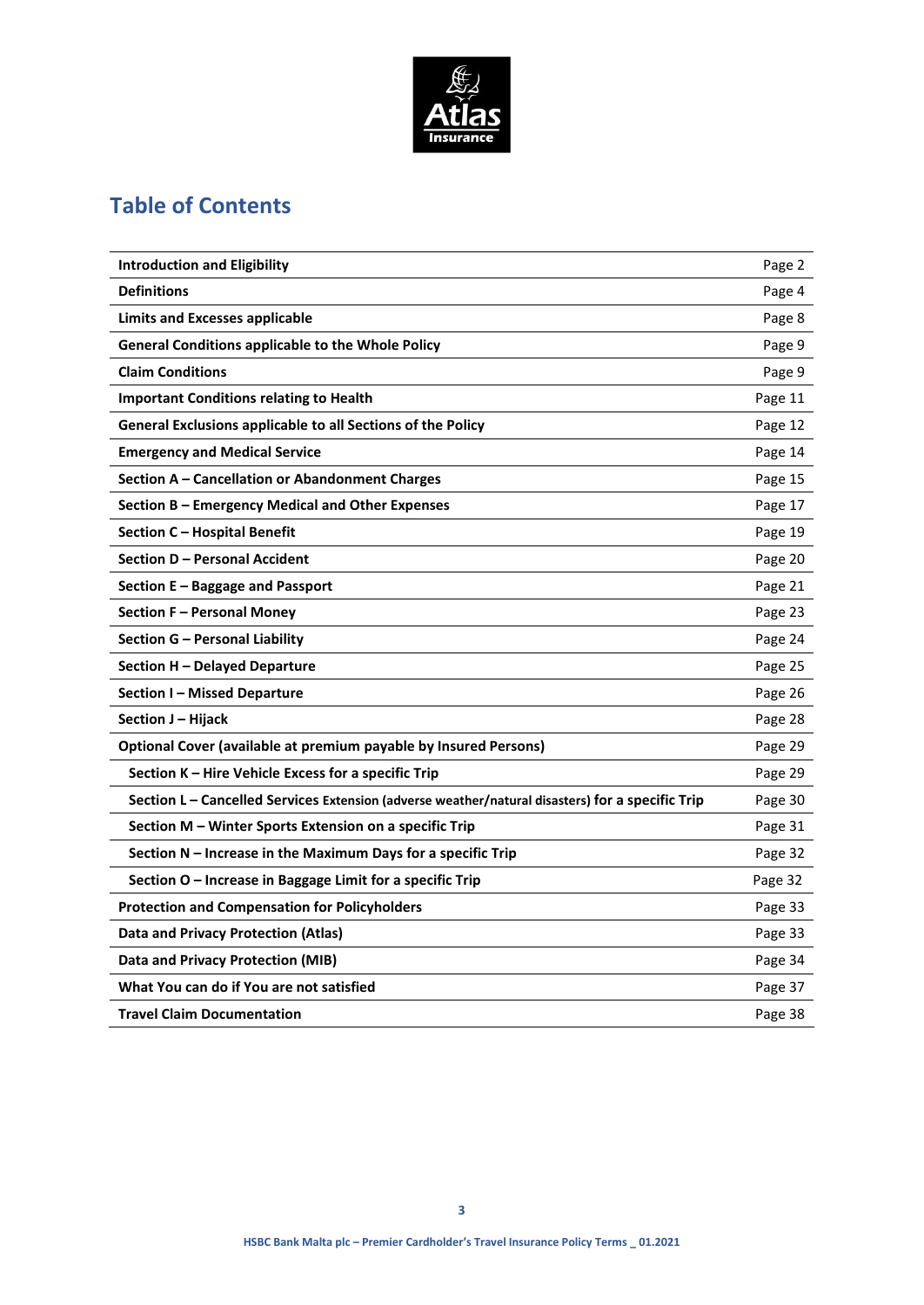## Table of Contents

| | |
|---|---|
| **Introduction and Eligibility** | Page 2 |
| **Definitions** | Page 4 |
| **Limits and Excesses applicable** | Page 8 |
| **General Conditions applicable to the Whole Policy** | Page 9 |
| **Claim Conditions** | Page 9 |
| **Important Conditions relating to Health** | Page 11 |
| **General Exclusions applicable to all Sections of the Policy** | Page 12 |
| **Emergency and Medical Service** | Page 14 |
| **Section A – Cancellation or Abandonment Charges** | Page 15 |
| **Section B – Emergency Medical and Other Expenses** | Page 17 |
| **Section C – Hospital Benefit** | Page 19 |
| **Section D – Personal Accident** | Page 20 |
| **Section E – Baggage and Passport** | Page 21 |
| **Section F – Personal Money** | Page 23 |
| **Section G – Personal Liability** | Page 24 |
| **Section H – Delayed Departure** | Page 25 |
| **Section I – Missed Departure** | Page 26 |
| **Section J – Hijack** | Page 28 |
| **Optional Cover (available at premium payable by Insured Persons)** | Page 29 |
| **Section K – Hire Vehicle Excess for a specific Trip** | Page 29 |
| **Section L – Cancelled Services Extension (adverse weather/natural disasters) for a specific Trip** | Page 30 |
| **Section M – Winter Sports Extension on a specific Trip** | Page 31 |
| **Section N – Increase in the Maximum Days for a specific Trip** | Page 32 |
| **Section O – Increase in Baggage Limit for a specific Trip** | Page 32 |
| **Protection and Compensation for Policyholders** | Page 33 |
| **Data and Privacy Protection (Atlas)** | Page 33 |
| **Data and Privacy Protection (MIB)** | Page 34 |
| **What You can do if You are not satisfied** | Page 37 |
| **Travel Claim Documentation** | Page 38 |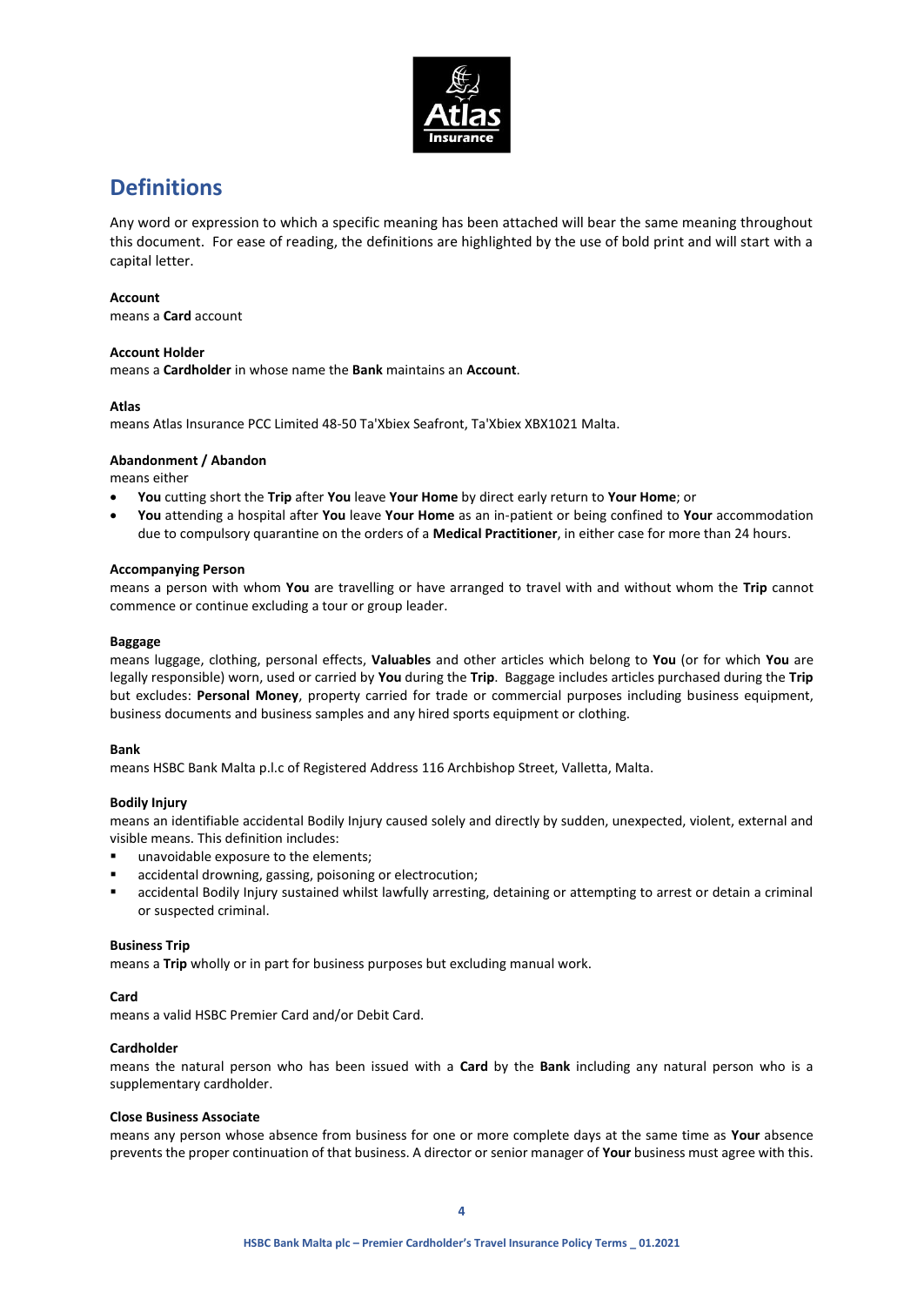# Definitions

Any word or expression to which a specific meaning has been attached will bear the same meaning throughout this document. For ease of reading, the definitions are highlighted by the use of bold print and will start with a capital letter.

**Account**
means a **Card** account

**Account Holder**
means a **Cardholder** in whose name the **Bank** maintains an **Account**.

**Atlas**
means Atlas Insurance PCC Limited 48-50 Ta'Xbiex Seafront, Ta'Xbiex XBX1021 Malta.

**Abandonment / Abandon**
means either

- **You** cutting short the **Trip** after **You** leave **Your Home** by direct early return to **Your Home**; or
- **You** attending a hospital after **You** leave **Your Home** as an in-patient or being confined to **Your** accommodation due to compulsory quarantine on the orders of a **Medical Practitioner**, in either case for more than 24 hours.

**Accompanying Person**
means a person with whom **You** are travelling or have arranged to travel with and without whom the **Trip** cannot commence or continue excluding a tour or group leader.

**Baggage**
means luggage, clothing, personal effects, **Valuables** and other articles which belong to **You** (or for which **You** are legally responsible) worn, used or carried by **You** during the **Trip**. Baggage includes articles purchased during the **Trip** but excludes: **Personal Money**, property carried for trade or commercial purposes including business equipment, business documents and business samples and any hired sports equipment or clothing.

**Bank**
means HSBC Bank Malta p.l.c of Registered Address 116 Archbishop Street, Valletta, Malta.

**Bodily Injury**
means an identifiable accidental Bodily Injury caused solely and directly by sudden, unexpected, violent, external and visible means. This definition includes:

- unavoidable exposure to the elements;
- accidental drowning, gassing, poisoning or electrocution;
- accidental Bodily Injury sustained whilst lawfully arresting, detaining or attempting to arrest or detain a criminal or suspected criminal.

**Business Trip**
means a **Trip** wholly or in part for business purposes but excluding manual work.

**Card**
means a valid HSBC Premier Card and/or Debit Card.

**Cardholder**
means the natural person who has been issued with a **Card** by the **Bank** including any natural person who is a supplementary cardholder.

**Close Business Associate**
means any person whose absence from business for one or more complete days at the same time as **Your** absence prevents the proper continuation of that business. A director or senior manager of **Your** business must agree with this.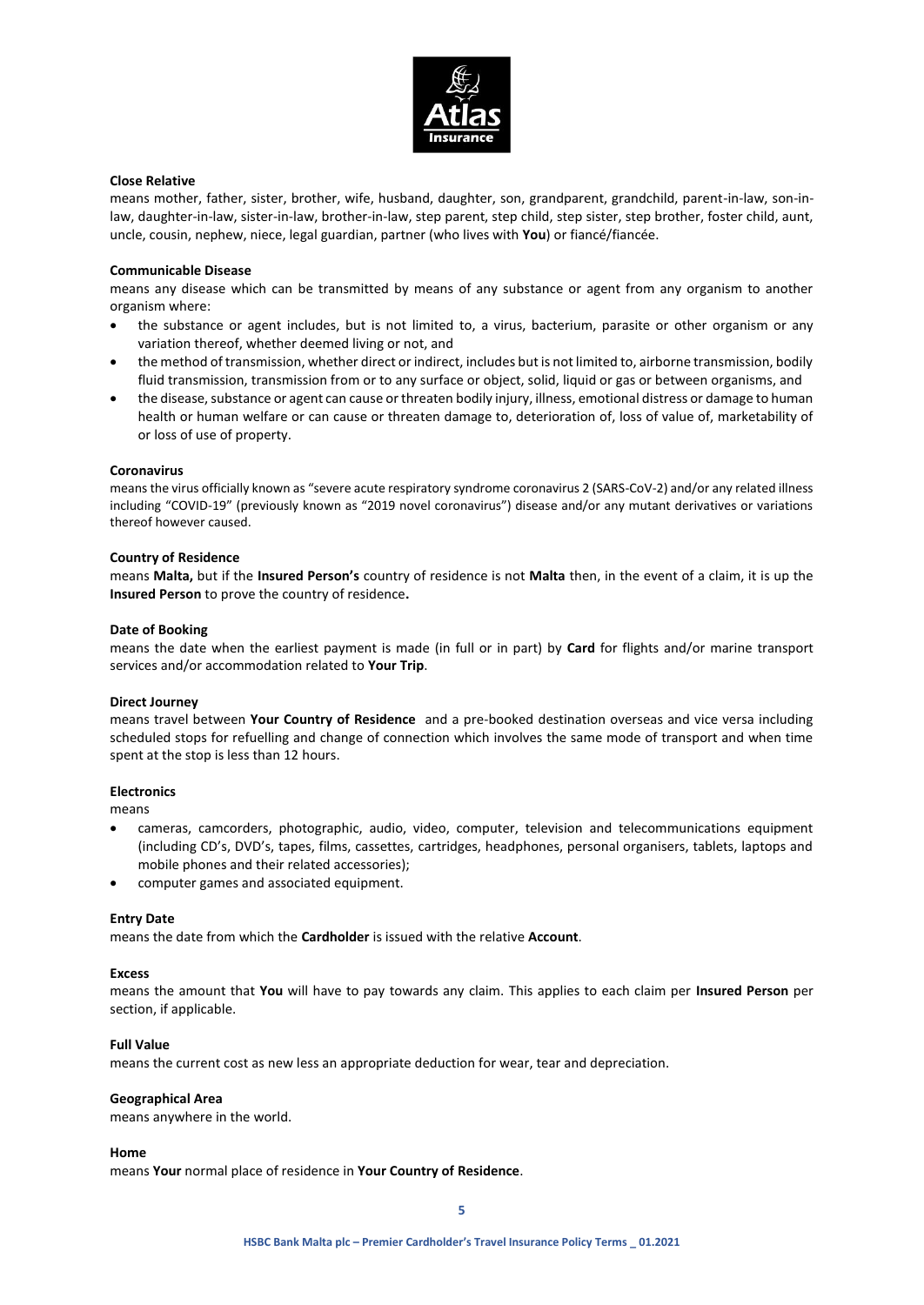**Close Relative**

means mother, father, sister, brother, wife, husband, daughter, son, grandparent, grandchild, parent-in-law, son-in-law, daughter-in-law, sister-in-law, brother-in-law, step parent, step child, step sister, step brother, foster child, aunt, uncle, cousin, nephew, niece, legal guardian, partner (who lives with **You**) or fiancé/fiancée.

**Communicable Disease**

means any disease which can be transmitted by means of any substance or agent from any organism to another organism where:

- the substance or agent includes, but is not limited to, a virus, bacterium, parasite or other organism or any variation thereof, whether deemed living or not, and
- the method of transmission, whether direct or indirect, includes but is not limited to, airborne transmission, bodily fluid transmission, transmission from or to any surface or object, solid, liquid or gas or between organisms, and
- the disease, substance or agent can cause or threaten bodily injury, illness, emotional distress or damage to human health or human welfare or can cause or threaten damage to, deterioration of, loss of value of, marketability of or loss of use of property.

**Coronavirus**

means the virus officially known as "severe acute respiratory syndrome coronavirus 2 (SARS-CoV-2) and/or any related illness including "COVID-19" (previously known as "2019 novel coronavirus") disease and/or any mutant derivatives or variations thereof however caused.

**Country of Residence**

means **Malta,** but if the **Insured Person's** country of residence is not **Malta** then, in the event of a claim, it is up the **Insured Person** to prove the country of residence**.**

**Date of Booking**

means the date when the earliest payment is made (in full or in part) by **Card** for flights and/or marine transport services and/or accommodation related to **Your Trip**.

**Direct Journey**

means travel between **Your Country of Residence** and a pre-booked destination overseas and vice versa including scheduled stops for refuelling and change of connection which involves the same mode of transport and when time spent at the stop is less than 12 hours.

**Electronics**

means

- cameras, camcorders, photographic, audio, video, computer, television and telecommunications equipment (including CD's, DVD's, tapes, films, cassettes, cartridges, headphones, personal organisers, tablets, laptops and mobile phones and their related accessories);
- computer games and associated equipment.

**Entry Date**

means the date from which the **Cardholder** is issued with the relative **Account**.

**Excess**

means the amount that **You** will have to pay towards any claim. This applies to each claim per **Insured Person** per section, if applicable.

**Full Value**

means the current cost as new less an appropriate deduction for wear, tear and depreciation.

**Geographical Area**

means anywhere in the world.

**Home**

means **Your** normal place of residence in **Your Country of Residence**.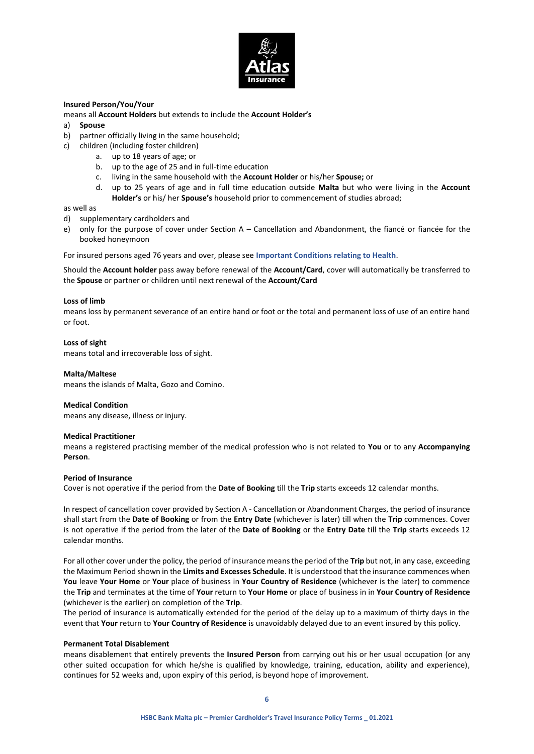**Insured Person/You/Your**

means all **Account Holders** but extends to include the **Account Holder's**

a) **Spouse**
b) partner officially living in the same household;
c) children (including foster children)
    a. up to 18 years of age; or
    b. up to the age of 25 and in full-time education
    c. living in the same household with the **Account Holder** or his/her **Spouse;** or
    d. up to 25 years of age and in full time education outside **Malta** but who were living in the **Account Holder's** or his/ her **Spouse's** household prior to commencement of studies abroad;

as well as

d) supplementary cardholders and
e) only for the purpose of cover under Section A – Cancellation and Abandonment, the fiancé or fiancée for the booked honeymoon

For insured persons aged 76 years and over, please see **Important Conditions relating to Health**.

Should the **Account holder** pass away before renewal of the **Account/Card**, cover will automatically be transferred to the **Spouse** or partner or children until next renewal of the **Account/Card**

**Loss of limb**

means loss by permanent severance of an entire hand or foot or the total and permanent loss of use of an entire hand or foot.

**Loss of sight**

means total and irrecoverable loss of sight.

**Malta/Maltese**

means the islands of Malta, Gozo and Comino.

**Medical Condition**

means any disease, illness or injury.

**Medical Practitioner**

means a registered practising member of the medical profession who is not related to **You** or to any **Accompanying Person**.

**Period of Insurance**

Cover is not operative if the period from the **Date of Booking** till the **Trip** starts exceeds 12 calendar months.

In respect of cancellation cover provided by Section A - Cancellation or Abandonment Charges, the period of insurance shall start from the **Date of Booking** or from the **Entry Date** (whichever is later) till when the **Trip** commences. Cover is not operative if the period from the later of the **Date of Booking** or the **Entry Date** till the **Trip** starts exceeds 12 calendar months.

For all other cover under the policy, the period of insurance means the period of the **Trip** but not, in any case, exceeding the Maximum Period shown in the **Limits and Excesses Schedule**. It is understood that the insurance commences when **You** leave **Your Home** or **Your** place of business in **Your Country of Residence** (whichever is the later) to commence the **Trip** and terminates at the time of **Your** return to **Your Home** or place of business in in **Your Country of Residence** (whichever is the earlier) on completion of the **Trip**.

The period of insurance is automatically extended for the period of the delay up to a maximum of thirty days in the event that **Your** return to **Your Country of Residence** is unavoidably delayed due to an event insured by this policy.

**Permanent Total Disablement**

means disablement that entirely prevents the **Insured Person** from carrying out his or her usual occupation (or any other suited occupation for which he/she is qualified by knowledge, training, education, ability and experience), continues for 52 weeks and, upon expiry of this period, is beyond hope of improvement.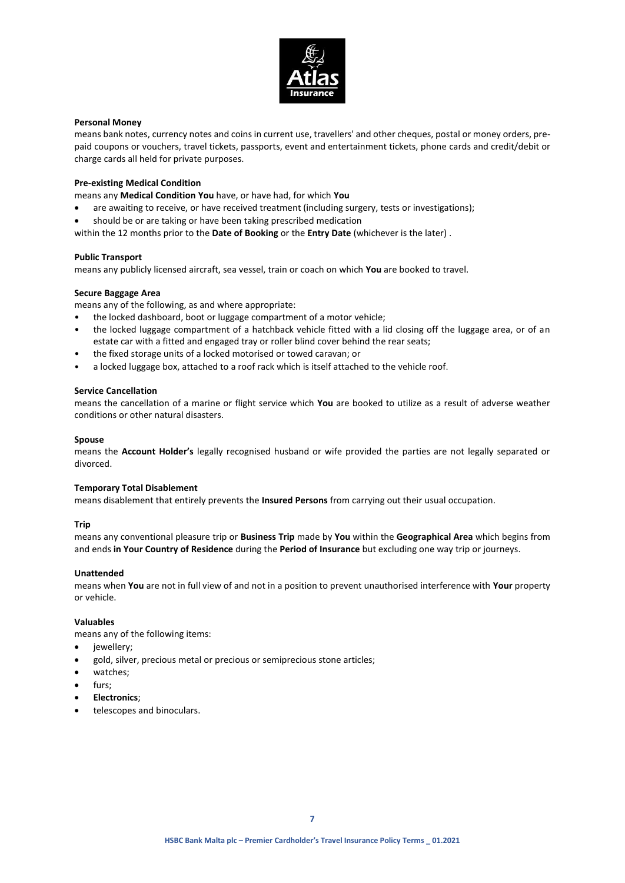**Personal Money**

means bank notes, currency notes and coins in current use, travellers' and other cheques, postal or money orders, pre-paid coupons or vouchers, travel tickets, passports, event and entertainment tickets, phone cards and credit/debit or charge cards all held for private purposes.

**Pre-existing Medical Condition**

means any **Medical Condition You** have, or have had, for which **You**

- are awaiting to receive, or have received treatment (including surgery, tests or investigations);
- should be or are taking or have been taking prescribed medication

within the 12 months prior to the **Date of Booking** or the **Entry Date** (whichever is the later) .

**Public Transport**

means any publicly licensed aircraft, sea vessel, train or coach on which **You** are booked to travel.

**Secure Baggage Area**

means any of the following, as and where appropriate:

- the locked dashboard, boot or luggage compartment of a motor vehicle;
- the locked luggage compartment of a hatchback vehicle fitted with a lid closing off the luggage area, or of an estate car with a fitted and engaged tray or roller blind cover behind the rear seats;
- the fixed storage units of a locked motorised or towed caravan; or
- a locked luggage box, attached to a roof rack which is itself attached to the vehicle roof.

**Service Cancellation**

means the cancellation of a marine or flight service which **You** are booked to utilize as a result of adverse weather conditions or other natural disasters.

**Spouse**

means the **Account Holder's** legally recognised husband or wife provided the parties are not legally separated or divorced.

**Temporary Total Disablement**

means disablement that entirely prevents the **Insured Persons** from carrying out their usual occupation.

**Trip**

means any conventional pleasure trip or **Business Trip** made by **You** within the **Geographical Area** which begins from and ends **in Your Country of Residence** during the **Period of Insurance** but excluding one way trip or journeys.

**Unattended**

means when **You** are not in full view of and not in a position to prevent unauthorised interference with **Your** property or vehicle.

**Valuables**

means any of the following items:

- jewellery;
- gold, silver, precious metal or precious or semiprecious stone articles;
- watches;
- furs;
- **Electronics**;
- telescopes and binoculars.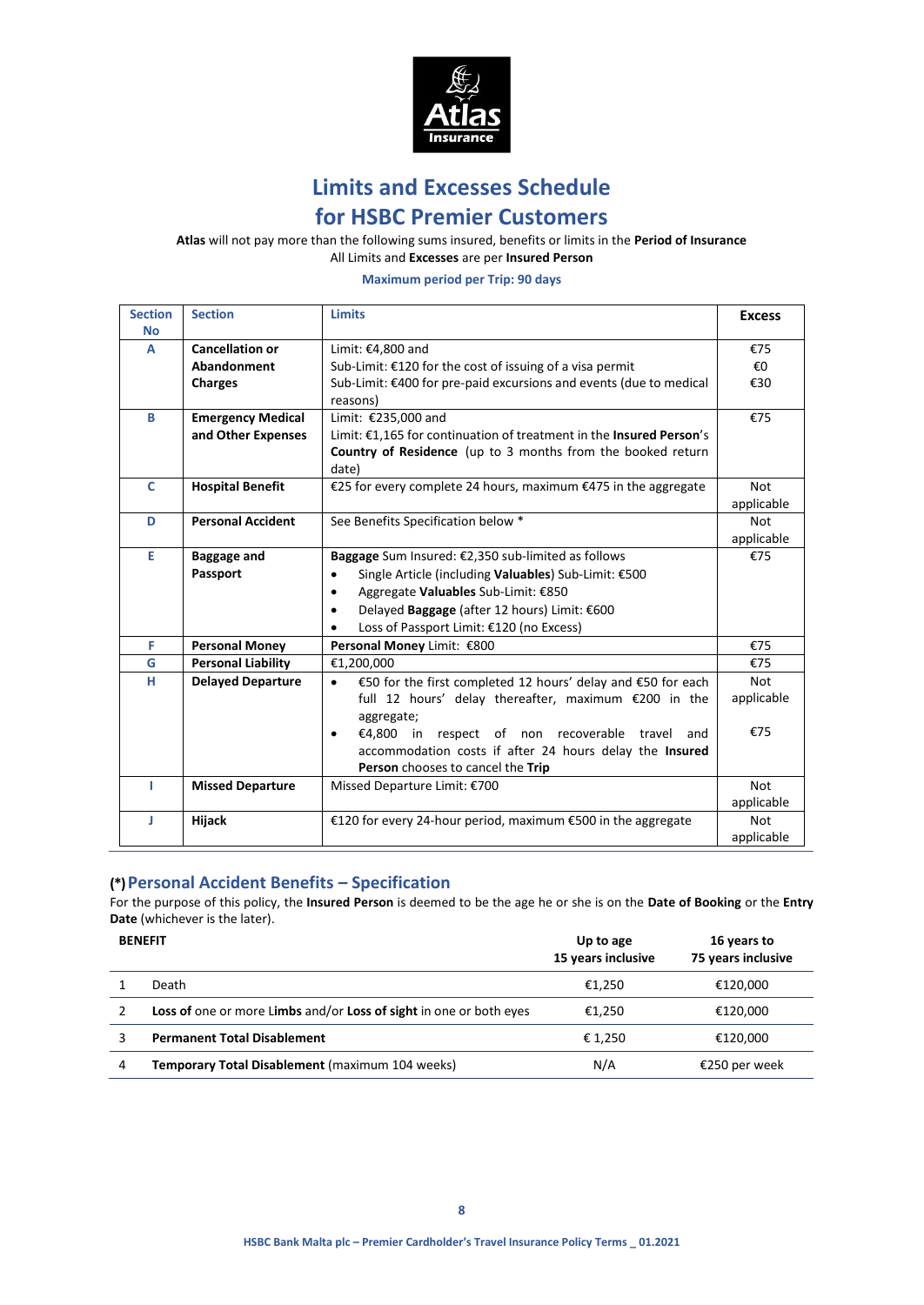# Limits and Excesses Schedule
# for HSBC Premier Customers

**Atlas** will not pay more than the following sums insured, benefits or limits in the **Period of Insurance**
All Limits and **Excesses** are per **Insured Person**

**Maximum period per Trip: 90 days**

| Section No | Section | Limits | Excess |
|---|---|---|---|
| **A** | **Cancellation or Abandonment Charges** | Limit: €4,800 and<br>Sub-Limit: €120 for the cost of issuing of a visa permit<br>Sub-Limit: €400 for pre-paid excursions and events (due to medical reasons) | €75<br>€0<br>€30 |
| **B** | **Emergency Medical and Other Expenses** | Limit: €235,000 and<br>Limit: €1,165 for continuation of treatment in the **Insured Person**'s **Country of Residence** (up to 3 months from the booked return date) | €75 |
| **C** | **Hospital Benefit** | €25 for every complete 24 hours, maximum €475 in the aggregate | Not applicable |
| **D** | **Personal Accident** | See Benefits Specification below * | Not applicable |
| **E** | **Baggage and Passport** | **Baggage** Sum Insured: €2,350 sub-limited as follows<br>• Single Article (including **Valuables**) Sub-Limit: €500<br>• Aggregate **Valuables** Sub-Limit: €850<br>• Delayed **Baggage** (after 12 hours) Limit: €600<br>• Loss of Passport Limit: €120 (no Excess) | €75 |
| **F** | **Personal Money** | **Personal Money** Limit: €800 | €75 |
| **G** | **Personal Liability** | €1,200,000 | €75 |
| **H** | **Delayed Departure** | • €50 for the first completed 12 hours' delay and €50 for each full 12 hours' delay thereafter, maximum €200 in the aggregate;<br>• €4,800 in respect of non recoverable travel and accommodation costs if after 24 hours delay the **Insured Person** chooses to cancel the **Trip** | Not applicable<br><br>€75 |
| **I** | **Missed Departure** | Missed Departure Limit: €700 | Not applicable |
| **J** | **Hijack** | €120 for every 24-hour period, maximum €500 in the aggregate | Not applicable |

## (*) Personal Accident Benefits – Specification

For the purpose of this policy, the **Insured Person** is deemed to be the age he or she is on the **Date of Booking** or the **Entry Date** (whichever is the later).

| | BENEFIT | Up to age 15 years inclusive | 16 years to 75 years inclusive |
|---|---|---|---|
| 1 | Death | €1,250 | €120,000 |
| 2 | **Loss of** one or more **Limbs** and/or **Loss of sight** in one or both eyes | €1,250 | €120,000 |
| 3 | **Permanent Total Disablement** | € 1,250 | €120,000 |
| 4 | **Temporary Total Disablement** (maximum 104 weeks) | N/A | €250 per week |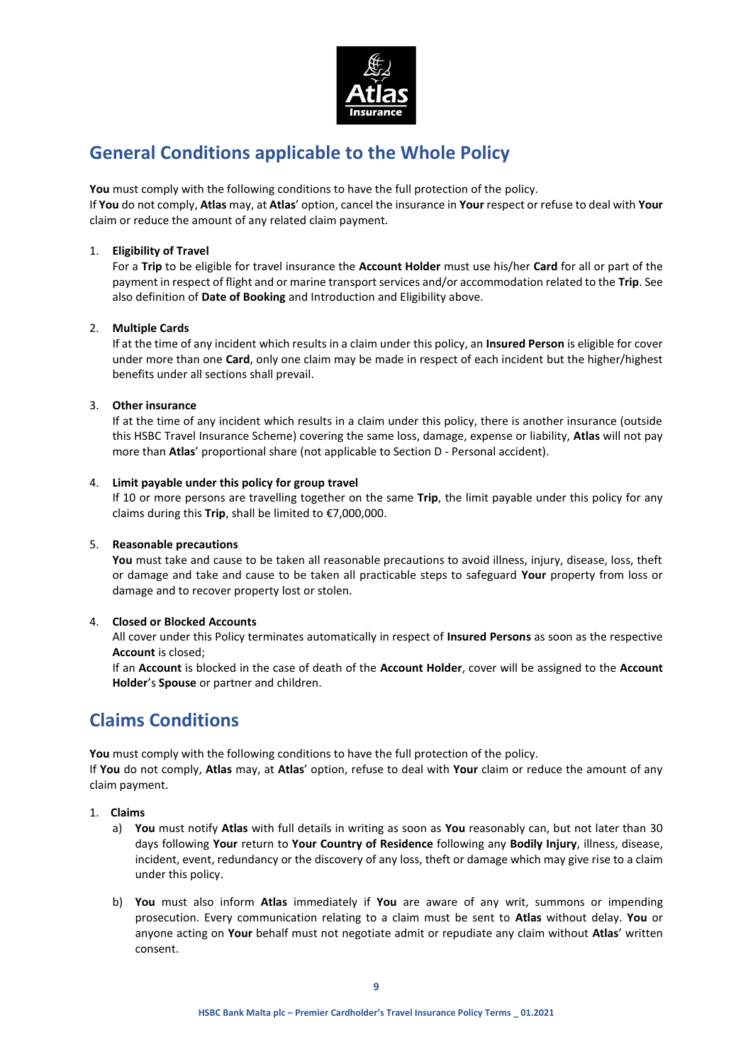## General Conditions applicable to the Whole Policy

**You** must comply with the following conditions to have the full protection of the policy.
If **You** do not comply, **Atlas** may, at **Atlas**' option, cancel the insurance in **Your** respect or refuse to deal with **Your** claim or reduce the amount of any related claim payment.

1. **Eligibility of Travel**
   For a **Trip** to be eligible for travel insurance the **Account Holder** must use his/her **Card** for all or part of the payment in respect of flight and or marine transport services and/or accommodation related to the **Trip**. See also definition of **Date of Booking** and Introduction and Eligibility above.

2. **Multiple Cards**
   If at the time of any incident which results in a claim under this policy, an **Insured Person** is eligible for cover under more than one **Card**, only one claim may be made in respect of each incident but the higher/highest benefits under all sections shall prevail.

3. **Other insurance**
   If at the time of any incident which results in a claim under this policy, there is another insurance (outside this HSBC Travel Insurance Scheme) covering the same loss, damage, expense or liability, **Atlas** will not pay more than **Atlas**' proportional share (not applicable to Section D - Personal accident).

4. **Limit payable under this policy for group travel**
   If 10 or more persons are travelling together on the same **Trip**, the limit payable under this policy for any claims during this **Trip**, shall be limited to €7,000,000.

5. **Reasonable precautions**
   **You** must take and cause to be taken all reasonable precautions to avoid illness, injury, disease, loss, theft or damage and take and cause to be taken all practicable steps to safeguard **Your** property from loss or damage and to recover property lost or stolen.

4. **Closed or Blocked Accounts**
   All cover under this Policy terminates automatically in respect of **Insured Persons** as soon as the respective **Account** is closed;
   If an **Account** is blocked in the case of death of the **Account Holder**, cover will be assigned to the **Account Holder**'s **Spouse** or partner and children.

## Claims Conditions

**You** must comply with the following conditions to have the full protection of the policy.
If **You** do not comply, **Atlas** may, at **Atlas**' option, refuse to deal with **Your** claim or reduce the amount of any claim payment.

1. **Claims**
   a) **You** must notify **Atlas** with full details in writing as soon as **You** reasonably can, but not later than 30 days following **Your** return to **Your Country of Residence** following any **Bodily Injury**, illness, disease, incident, event, redundancy or the discovery of any loss, theft or damage which may give rise to a claim under this policy.

   b) **You** must also inform **Atlas** immediately if **You** are aware of any writ, summons or impending prosecution. Every communication relating to a claim must be sent to **Atlas** without delay. **You** or anyone acting on **Your** behalf must not negotiate admit or repudiate any claim without **Atlas**' written consent.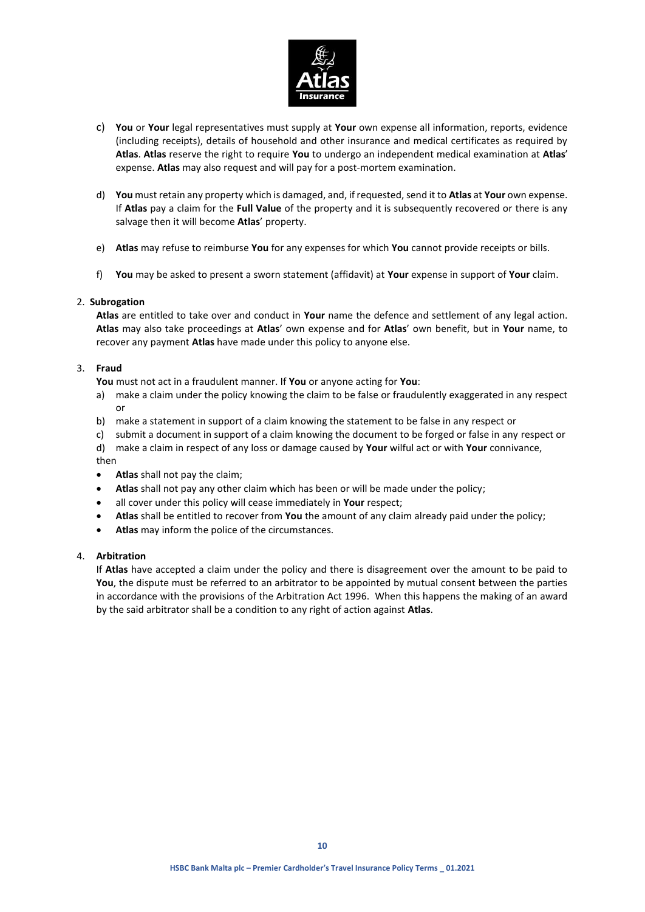c) **You** or **Your** legal representatives must supply at **Your** own expense all information, reports, evidence (including receipts), details of household and other insurance and medical certificates as required by **Atlas**. **Atlas** reserve the right to require **You** to undergo an independent medical examination at **Atlas**' expense. **Atlas** may also request and will pay for a post-mortem examination.

d) **You** must retain any property which is damaged, and, if requested, send it to **Atlas** at **Your** own expense. If **Atlas** pay a claim for the **Full Value** of the property and it is subsequently recovered or there is any salvage then it will become **Atlas**' property.

e) **Atlas** may refuse to reimburse **You** for any expenses for which **You** cannot provide receipts or bills.

f) **You** may be asked to present a sworn statement (affidavit) at **Your** expense in support of **Your** claim.

2. **Subrogation**

**Atlas** are entitled to take over and conduct in **Your** name the defence and settlement of any legal action. **Atlas** may also take proceedings at **Atlas**' own expense and for **Atlas**' own benefit, but in **Your** name, to recover any payment **Atlas** have made under this policy to anyone else.

3. **Fraud**

**You** must not act in a fraudulent manner. If **You** or anyone acting for **You**:

a) make a claim under the policy knowing the claim to be false or fraudulently exaggerated in any respect or
b) make a statement in support of a claim knowing the statement to be false in any respect or
c) submit a document in support of a claim knowing the document to be forged or false in any respect or
d) make a claim in respect of any loss or damage caused by **Your** wilful act or with **Your** connivance,

then

- **Atlas** shall not pay the claim;
- **Atlas** shall not pay any other claim which has been or will be made under the policy;
- all cover under this policy will cease immediately in **Your** respect;
- **Atlas** shall be entitled to recover from **You** the amount of any claim already paid under the policy;
- **Atlas** may inform the police of the circumstances.

4. **Arbitration**

If **Atlas** have accepted a claim under the policy and there is disagreement over the amount to be paid to **You**, the dispute must be referred to an arbitrator to be appointed by mutual consent between the parties in accordance with the provisions of the Arbitration Act 1996. When this happens the making of an award by the said arbitrator shall be a condition to any right of action against **Atlas**.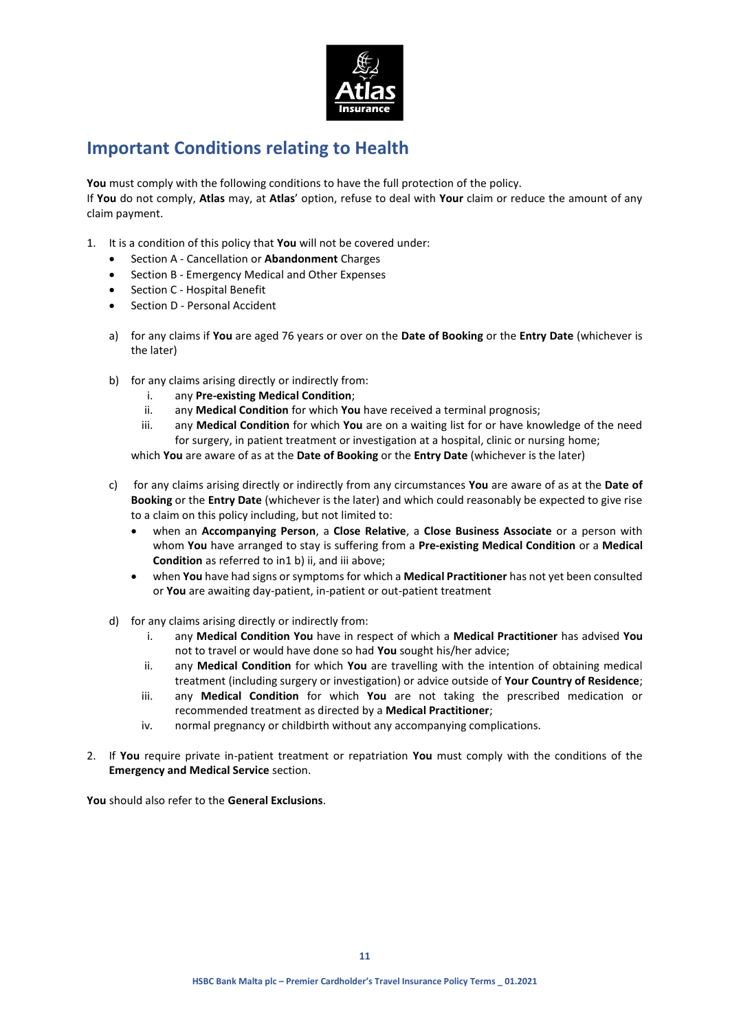## Important Conditions relating to Health

**You** must comply with the following conditions to have the full protection of the policy.
If **You** do not comply, **Atlas** may, at **Atlas**' option, refuse to deal with **Your** claim or reduce the amount of any claim payment.

1. It is a condition of this policy that **You** will not be covered under:
   - Section A - Cancellation or **Abandonment** Charges
   - Section B - Emergency Medical and Other Expenses
   - Section C - Hospital Benefit
   - Section D - Personal Accident

   a) for any claims if **You** are aged 76 years or over on the **Date of Booking** or the **Entry Date** (whichever is the later)

   b) for any claims arising directly or indirectly from:
      i. any **Pre-existing Medical Condition**;
      ii. any **Medical Condition** for which **You** have received a terminal prognosis;
      iii. any **Medical Condition** for which **You** are on a waiting list for or have knowledge of the need for surgery, in patient treatment or investigation at a hospital, clinic or nursing home;

      which **You** are aware of as at the **Date of Booking** or the **Entry Date** (whichever is the later)

   c) for any claims arising directly or indirectly from any circumstances **You** are aware of as at the **Date of Booking** or the **Entry Date** (whichever is the later) and which could reasonably be expected to give rise to a claim on this policy including, but not limited to:
      - when an **Accompanying Person**, a **Close Relative**, a **Close Business Associate** or a person with whom **You** have arranged to stay is suffering from a **Pre-existing Medical Condition** or a **Medical Condition** as referred to in1 b) ii, and iii above;
      - when **You** have had signs or symptoms for which a **Medical Practitioner** has not yet been consulted or **You** are awaiting day-patient, in-patient or out-patient treatment

   d) for any claims arising directly or indirectly from:
      i. any **Medical Condition You** have in respect of which a **Medical Practitioner** has advised **You** not to travel or would have done so had **You** sought his/her advice;
      ii. any **Medical Condition** for which **You** are travelling with the intention of obtaining medical treatment (including surgery or investigation) or advice outside of **Your Country of Residence**;
      iii. any **Medical Condition** for which **You** are not taking the prescribed medication or recommended treatment as directed by a **Medical Practitioner**;
      iv. normal pregnancy or childbirth without any accompanying complications.

2. If **You** require private in-patient treatment or repatriation **You** must comply with the conditions of the **Emergency and Medical Service** section.

**You** should also refer to the **General Exclusions**.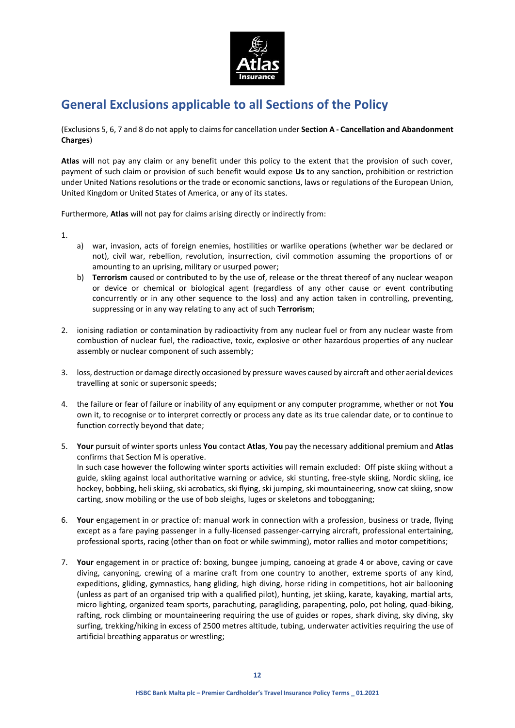## General Exclusions applicable to all Sections of the Policy

(Exclusions 5, 6, 7 and 8 do not apply to claims for cancellation under **Section A - Cancellation and Abandonment Charges**)

**Atlas** will not pay any claim or any benefit under this policy to the extent that the provision of such cover, payment of such claim or provision of such benefit would expose **Us** to any sanction, prohibition or restriction under United Nations resolutions or the trade or economic sanctions, laws or regulations of the European Union, United Kingdom or United States of America, or any of its states.

Furthermore, **Atlas** will not pay for claims arising directly or indirectly from:

1.
   a) war, invasion, acts of foreign enemies, hostilities or warlike operations (whether war be declared or not), civil war, rebellion, revolution, insurrection, civil commotion assuming the proportions of or amounting to an uprising, military or usurped power;
   b) **Terrorism** caused or contributed to by the use of, release or the threat thereof of any nuclear weapon or device or chemical or biological agent (regardless of any other cause or event contributing concurrently or in any other sequence to the loss) and any action taken in controlling, preventing, suppressing or in any way relating to any act of such **Terrorism**;

2. ionising radiation or contamination by radioactivity from any nuclear fuel or from any nuclear waste from combustion of nuclear fuel, the radioactive, toxic, explosive or other hazardous properties of any nuclear assembly or nuclear component of such assembly;

3. loss, destruction or damage directly occasioned by pressure waves caused by aircraft and other aerial devices travelling at sonic or supersonic speeds;

4. the failure or fear of failure or inability of any equipment or any computer programme, whether or not **You** own it, to recognise or to interpret correctly or process any date as its true calendar date, or to continue to function correctly beyond that date;

5. **Your** pursuit of winter sports unless **You** contact **Atlas**, **You** pay the necessary additional premium and **Atlas** confirms that Section M is operative.
   In such case however the following winter sports activities will remain excluded: Off piste skiing without a guide, skiing against local authoritative warning or advice, ski stunting, free-style skiing, Nordic skiing, ice hockey, bobbing, heli skiing, ski acrobatics, ski flying, ski jumping, ski mountaineering, snow cat skiing, snow carting, snow mobiling or the use of bob sleighs, luges or skeletons and tobogganing;

6. **Your** engagement in or practice of: manual work in connection with a profession, business or trade, flying except as a fare paying passenger in a fully-licensed passenger-carrying aircraft, professional entertaining, professional sports, racing (other than on foot or while swimming), motor rallies and motor competitions;

7. **Your** engagement in or practice of: boxing, bungee jumping, canoeing at grade 4 or above, caving or cave diving, canyoning, crewing of a marine craft from one country to another, extreme sports of any kind, expeditions, gliding, gymnastics, hang gliding, high diving, horse riding in competitions, hot air ballooning (unless as part of an organised trip with a qualified pilot), hunting, jet skiing, karate, kayaking, martial arts, micro lighting, organized team sports, parachuting, paragliding, parapenting, polo, pot holing, quad-biking, rafting, rock climbing or mountaineering requiring the use of guides or ropes, shark diving, sky diving, sky surfing, trekking/hiking in excess of 2500 metres altitude, tubing, underwater activities requiring the use of artificial breathing apparatus or wrestling;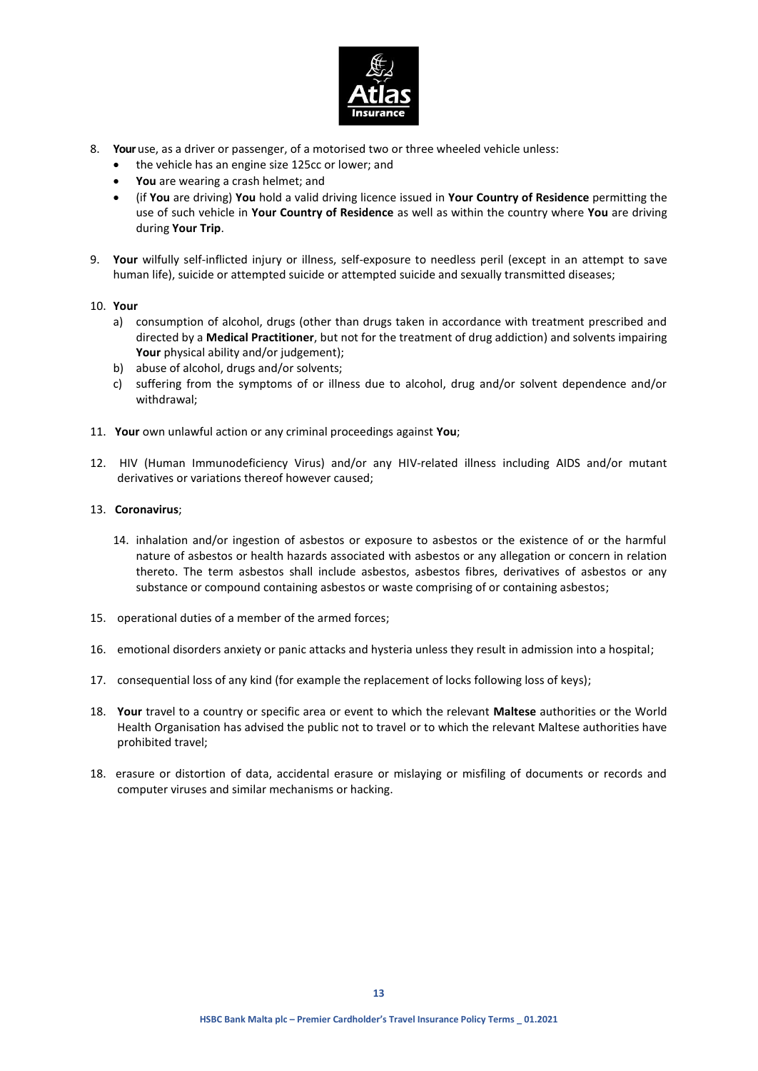8. **Your** use, as a driver or passenger, of a motorised two or three wheeled vehicle unless:
   - the vehicle has an engine size 125cc or lower; and
   - **You** are wearing a crash helmet; and
   - (if **You** are driving) **You** hold a valid driving licence issued in **Your Country of Residence** permitting the use of such vehicle in **Your Country of Residence** as well as within the country where **You** are driving during **Your Trip**.

9. **Your** wilfully self-inflicted injury or illness, self-exposure to needless peril (except in an attempt to save human life), suicide or attempted suicide or attempted suicide and sexually transmitted diseases;

10. **Your**
    a) consumption of alcohol, drugs (other than drugs taken in accordance with treatment prescribed and directed by a **Medical Practitioner**, but not for the treatment of drug addiction) and solvents impairing **Your** physical ability and/or judgement);
    b) abuse of alcohol, drugs and/or solvents;
    c) suffering from the symptoms of or illness due to alcohol, drug and/or solvent dependence and/or withdrawal;

11. **Your** own unlawful action or any criminal proceedings against **You**;

12. HIV (Human Immunodeficiency Virus) and/or any HIV-related illness including AIDS and/or mutant derivatives or variations thereof however caused;

13. **Coronavirus**;

14. inhalation and/or ingestion of asbestos or exposure to asbestos or the existence of or the harmful nature of asbestos or health hazards associated with asbestos or any allegation or concern in relation thereto. The term asbestos shall include asbestos, asbestos fibres, derivatives of asbestos or any substance or compound containing asbestos or waste comprising of or containing asbestos;

15. operational duties of a member of the armed forces;

16. emotional disorders anxiety or panic attacks and hysteria unless they result in admission into a hospital;

17. consequential loss of any kind (for example the replacement of locks following loss of keys);

18. **Your** travel to a country or specific area or event to which the relevant **Maltese** authorities or the World Health Organisation has advised the public not to travel or to which the relevant Maltese authorities have prohibited travel;

18. erasure or distortion of data, accidental erasure or mislaying or misfiling of documents or records and computer viruses and similar mechanisms or hacking.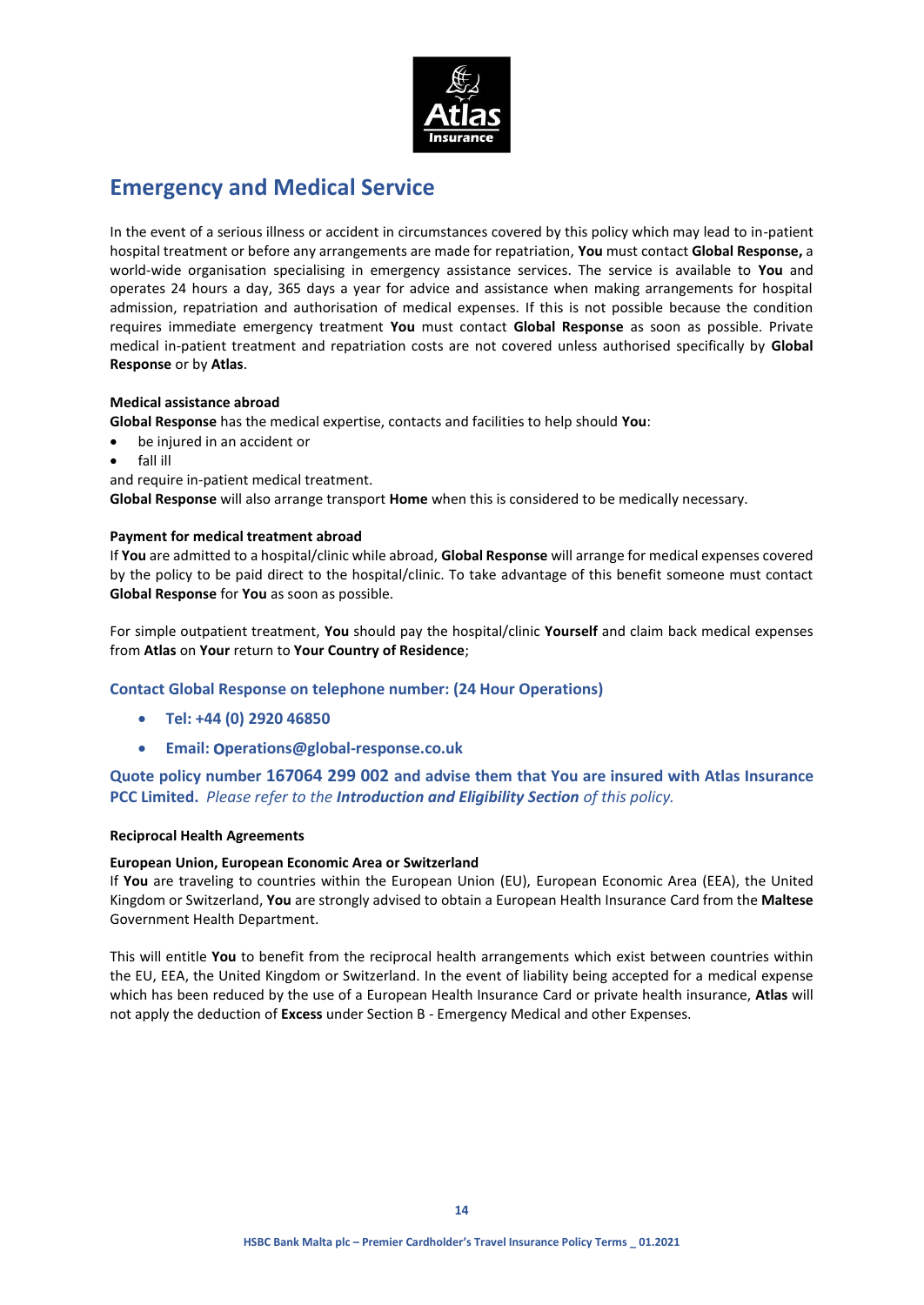## Emergency and Medical Service

In the event of a serious illness or accident in circumstances covered by this policy which may lead to in-patient hospital treatment or before any arrangements are made for repatriation, **You** must contact **Global Response,** a world-wide organisation specialising in emergency assistance services. The service is available to **You** and operates 24 hours a day, 365 days a year for advice and assistance when making arrangements for hospital admission, repatriation and authorisation of medical expenses. If this is not possible because the condition requires immediate emergency treatment **You** must contact **Global Response** as soon as possible. Private medical in-patient treatment and repatriation costs are not covered unless authorised specifically by **Global Response** or by **Atlas**.

**Medical assistance abroad**

**Global Response** has the medical expertise, contacts and facilities to help should **You**:

- be injured in an accident or
- fall ill

and require in-patient medical treatment.

**Global Response** will also arrange transport **Home** when this is considered to be medically necessary.

**Payment for medical treatment abroad**

If **You** are admitted to a hospital/clinic while abroad, **Global Response** will arrange for medical expenses covered by the policy to be paid direct to the hospital/clinic. To take advantage of this benefit someone must contact **Global Response** for **You** as soon as possible.

For simple outpatient treatment, **You** should pay the hospital/clinic **Yourself** and claim back medical expenses from **Atlas** on **Your** return to **Your Country of Residence**;

**Contact Global Response on telephone number: (24 Hour Operations)**

- **Tel: +44 (0) 2920 46850**
- **Email: Operations@global-response.co.uk**

**Quote policy number 167064 299 002 and advise them that You are insured with Atlas Insurance PCC Limited.** *Please refer to the* ***Introduction and Eligibility Section*** *of this policy.*

**Reciprocal Health Agreements**

**European Union, European Economic Area or Switzerland**

If **You** are traveling to countries within the European Union (EU), European Economic Area (EEA), the United Kingdom or Switzerland, **You** are strongly advised to obtain a European Health Insurance Card from the **Maltese** Government Health Department.

This will entitle **You** to benefit from the reciprocal health arrangements which exist between countries within the EU, EEA, the United Kingdom or Switzerland. In the event of liability being accepted for a medical expense which has been reduced by the use of a European Health Insurance Card or private health insurance, **Atlas** will not apply the deduction of **Excess** under Section B - Emergency Medical and other Expenses.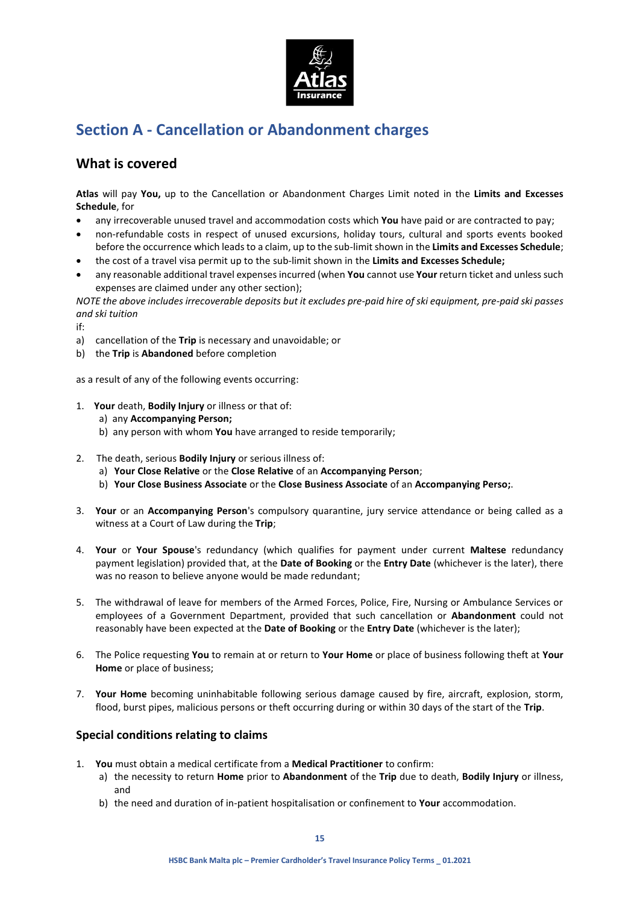## Section A - Cancellation or Abandonment charges

### What is covered

**Atlas** will pay **You,** up to the Cancellation or Abandonment Charges Limit noted in the **Limits and Excesses Schedule**, for

- any irrecoverable unused travel and accommodation costs which **You** have paid or are contracted to pay;
- non-refundable costs in respect of unused excursions, holiday tours, cultural and sports events booked before the occurrence which leads to a claim, up to the sub-limit shown in the **Limits and Excesses Schedule**;
- the cost of a travel visa permit up to the sub-limit shown in the **Limits and Excesses Schedule;**
- any reasonable additional travel expenses incurred (when **You** cannot use **Your** return ticket and unless such expenses are claimed under any other section);

*NOTE the above includes irrecoverable deposits but it excludes pre-paid hire of ski equipment, pre-paid ski passes and ski tuition*

if:

a) cancellation of the **Trip** is necessary and unavoidable; or
b) the **Trip** is **Abandoned** before completion

as a result of any of the following events occurring:

1. **Your** death, **Bodily Injury** or illness or that of:
   a) any **Accompanying Person;**
   b) any person with whom **You** have arranged to reside temporarily;

2. The death, serious **Bodily Injury** or serious illness of:
   a) **Your Close Relative** or the **Close Relative** of an **Accompanying Person**;
   b) **Your Close Business Associate** or the **Close Business Associate** of an **Accompanying Perso;**.

3. **Your** or an **Accompanying Person**'s compulsory quarantine, jury service attendance or being called as a witness at a Court of Law during the **Trip**;

4. **Your** or **Your Spouse**'s redundancy (which qualifies for payment under current **Maltese** redundancy payment legislation) provided that, at the **Date of Booking** or the **Entry Date** (whichever is the later), there was no reason to believe anyone would be made redundant;

5. The withdrawal of leave for members of the Armed Forces, Police, Fire, Nursing or Ambulance Services or employees of a Government Department, provided that such cancellation or **Abandonment** could not reasonably have been expected at the **Date of Booking** or the **Entry Date** (whichever is the later);

6. The Police requesting **You** to remain at or return to **Your Home** or place of business following theft at **Your Home** or place of business;

7. **Your Home** becoming uninhabitable following serious damage caused by fire, aircraft, explosion, storm, flood, burst pipes, malicious persons or theft occurring during or within 30 days of the start of the **Trip**.

### Special conditions relating to claims

1. **You** must obtain a medical certificate from a **Medical Practitioner** to confirm:
   a) the necessity to return **Home** prior to **Abandonment** of the **Trip** due to death, **Bodily Injury** or illness, and
   b) the need and duration of in-patient hospitalisation or confinement to **Your** accommodation.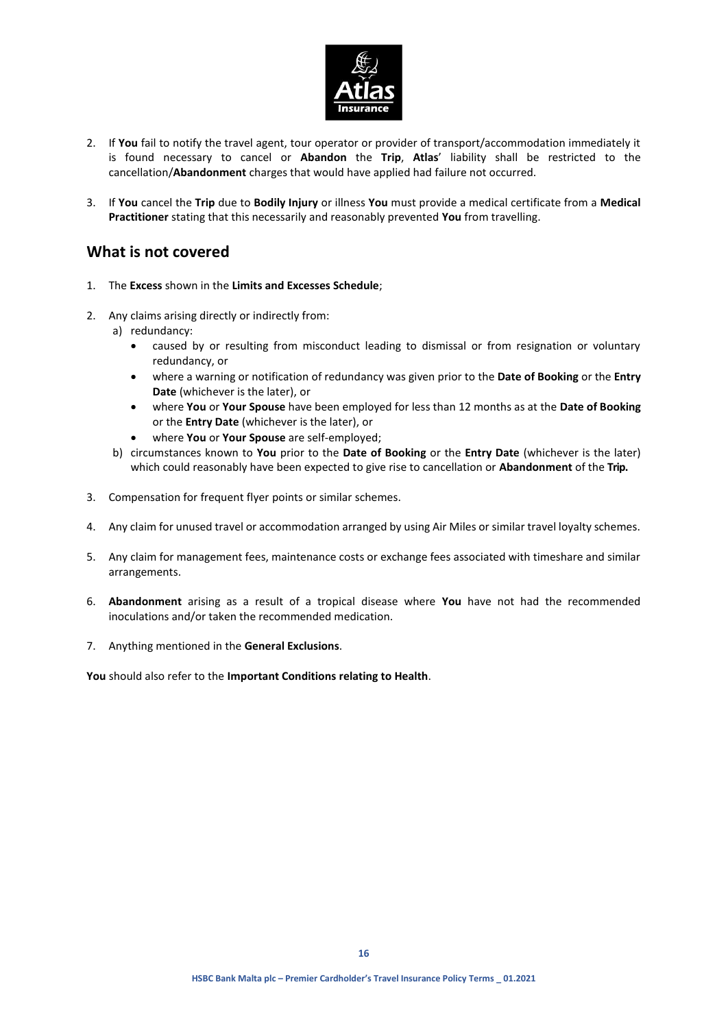2. If **You** fail to notify the travel agent, tour operator or provider of transport/accommodation immediately it is found necessary to cancel or **Abandon** the **Trip**, **Atlas**' liability shall be restricted to the cancellation/**Abandonment** charges that would have applied had failure not occurred.

3. If **You** cancel the **Trip** due to **Bodily Injury** or illness **You** must provide a medical certificate from a **Medical Practitioner** stating that this necessarily and reasonably prevented **You** from travelling.

## What is not covered

1. The **Excess** shown in the **Limits and Excesses Schedule**;

2. Any claims arising directly or indirectly from:
   a) redundancy:
      - caused by or resulting from misconduct leading to dismissal or from resignation or voluntary redundancy, or
      - where a warning or notification of redundancy was given prior to the **Date of Booking** or the **Entry Date** (whichever is the later), or
      - where **You** or **Your Spouse** have been employed for less than 12 months as at the **Date of Booking** or the **Entry Date** (whichever is the later), or
      - where **You** or **Your Spouse** are self-employed;
   
   b) circumstances known to **You** prior to the **Date of Booking** or the **Entry Date** (whichever is the later) which could reasonably have been expected to give rise to cancellation or **Abandonment** of the **Trip.**

3. Compensation for frequent flyer points or similar schemes.

4. Any claim for unused travel or accommodation arranged by using Air Miles or similar travel loyalty schemes.

5. Any claim for management fees, maintenance costs or exchange fees associated with timeshare and similar arrangements.

6. **Abandonment** arising as a result of a tropical disease where **You** have not had the recommended inoculations and/or taken the recommended medication.

7. Anything mentioned in the **General Exclusions**.

**You** should also refer to the **Important Conditions relating to Health**.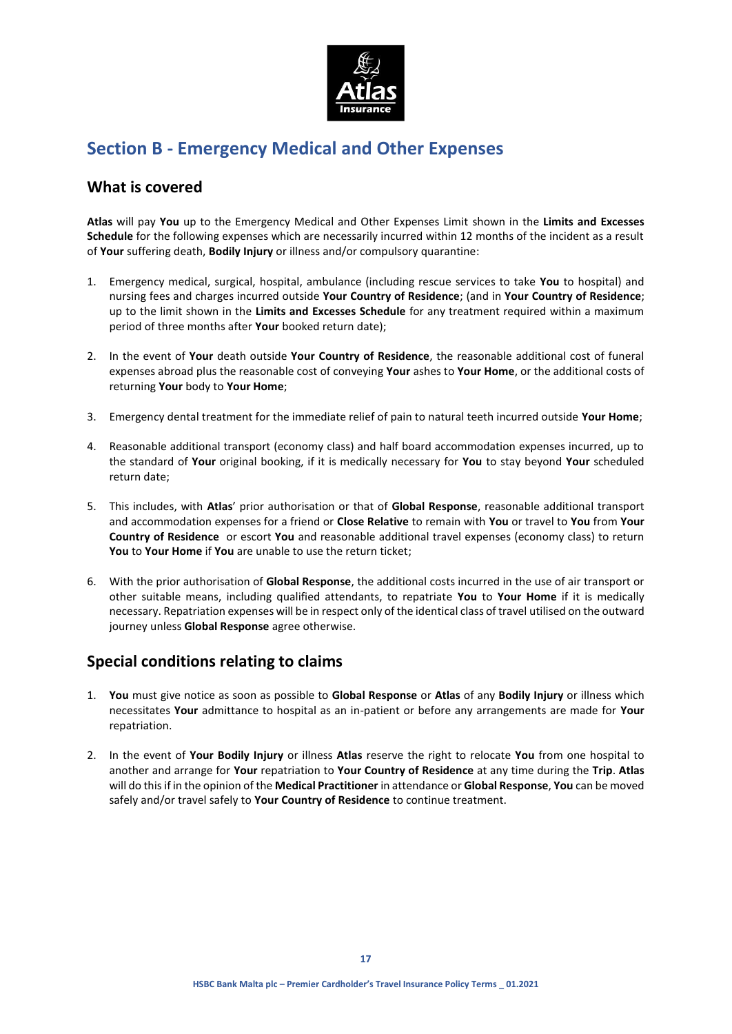# Section B - Emergency Medical and Other Expenses

## What is covered

**Atlas** will pay **You** up to the Emergency Medical and Other Expenses Limit shown in the **Limits and Excesses Schedule** for the following expenses which are necessarily incurred within 12 months of the incident as a result of **Your** suffering death, **Bodily Injury** or illness and/or compulsory quarantine:

1. Emergency medical, surgical, hospital, ambulance (including rescue services to take **You** to hospital) and nursing fees and charges incurred outside **Your Country of Residence**; (and in **Your Country of Residence**; up to the limit shown in the **Limits and Excesses Schedule** for any treatment required within a maximum period of three months after **Your** booked return date);

2. In the event of **Your** death outside **Your Country of Residence**, the reasonable additional cost of funeral expenses abroad plus the reasonable cost of conveying **Your** ashes to **Your Home**, or the additional costs of returning **Your** body to **Your Home**;

3. Emergency dental treatment for the immediate relief of pain to natural teeth incurred outside **Your Home**;

4. Reasonable additional transport (economy class) and half board accommodation expenses incurred, up to the standard of **Your** original booking, if it is medically necessary for **You** to stay beyond **Your** scheduled return date;

5. This includes, with **Atlas**' prior authorisation or that of **Global Response**, reasonable additional transport and accommodation expenses for a friend or **Close Relative** to remain with **You** or travel to **You** from **Your Country of Residence** or escort **You** and reasonable additional travel expenses (economy class) to return **You** to **Your Home** if **You** are unable to use the return ticket;

6. With the prior authorisation of **Global Response**, the additional costs incurred in the use of air transport or other suitable means, including qualified attendants, to repatriate **You** to **Your Home** if it is medically necessary. Repatriation expenses will be in respect only of the identical class of travel utilised on the outward journey unless **Global Response** agree otherwise.

## Special conditions relating to claims

1. **You** must give notice as soon as possible to **Global Response** or **Atlas** of any **Bodily Injury** or illness which necessitates **Your** admittance to hospital as an in-patient or before any arrangements are made for **Your** repatriation.

2. In the event of **Your Bodily Injury** or illness **Atlas** reserve the right to relocate **You** from one hospital to another and arrange for **Your** repatriation to **Your Country of Residence** at any time during the **Trip**. **Atlas** will do this if in the opinion of the **Medical Practitioner** in attendance or **Global Response**, **You** can be moved safely and/or travel safely to **Your Country of Residence** to continue treatment.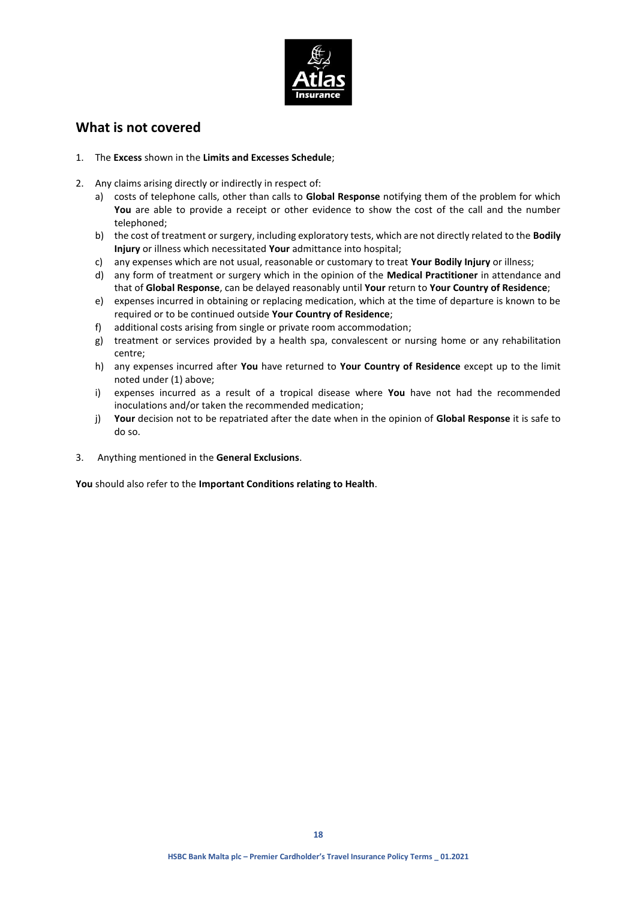## What is not covered

1. The **Excess** shown in the **Limits and Excesses Schedule**;

2. Any claims arising directly or indirectly in respect of:
   a) costs of telephone calls, other than calls to **Global Response** notifying them of the problem for which **You** are able to provide a receipt or other evidence to show the cost of the call and the number telephoned;
   b) the cost of treatment or surgery, including exploratory tests, which are not directly related to the **Bodily Injury** or illness which necessitated **Your** admittance into hospital;
   c) any expenses which are not usual, reasonable or customary to treat **Your Bodily Injury** or illness;
   d) any form of treatment or surgery which in the opinion of the **Medical Practitioner** in attendance and that of **Global Response**, can be delayed reasonably until **Your** return to **Your Country of Residence**;
   e) expenses incurred in obtaining or replacing medication, which at the time of departure is known to be required or to be continued outside **Your Country of Residence**;
   f) additional costs arising from single or private room accommodation;
   g) treatment or services provided by a health spa, convalescent or nursing home or any rehabilitation centre;
   h) any expenses incurred after **You** have returned to **Your Country of Residence** except up to the limit noted under (1) above;
   i) expenses incurred as a result of a tropical disease where **You** have not had the recommended inoculations and/or taken the recommended medication;
   j) **Your** decision not to be repatriated after the date when in the opinion of **Global Response** it is safe to do so.

3. Anything mentioned in the **General Exclusions**.

**You** should also refer to the **Important Conditions relating to Health**.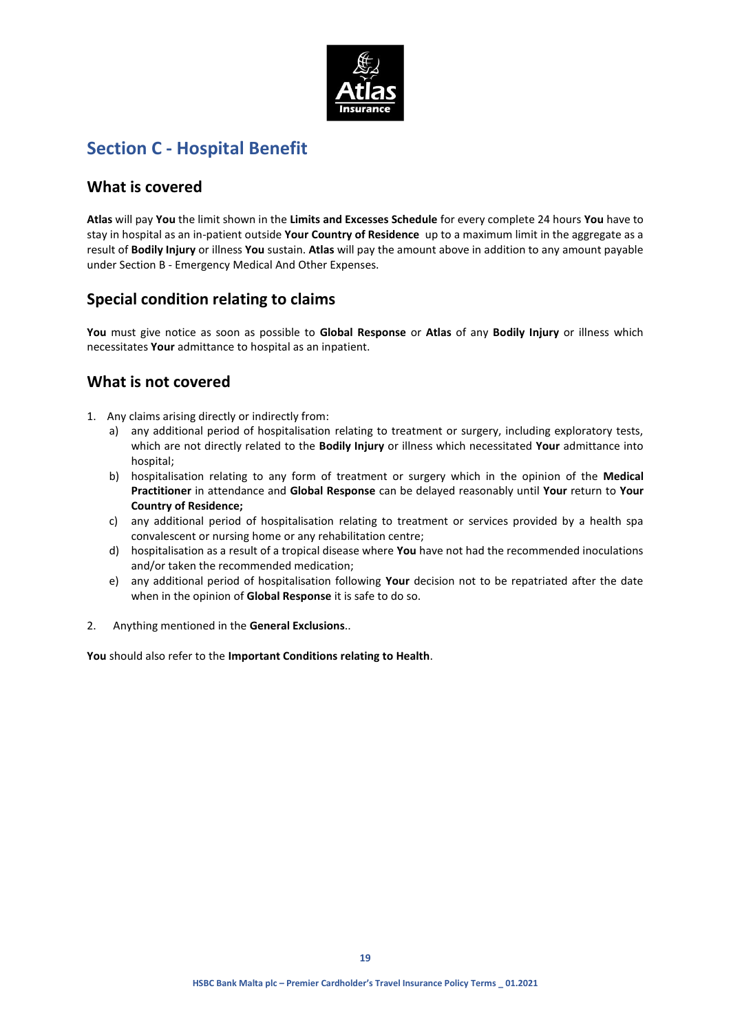## Section C - Hospital Benefit

### What is covered

**Atlas** will pay **You** the limit shown in the **Limits and Excesses Schedule** for every complete 24 hours **You** have to stay in hospital as an in-patient outside **Your Country of Residence** up to a maximum limit in the aggregate as a result of **Bodily Injury** or illness **You** sustain. **Atlas** will pay the amount above in addition to any amount payable under Section B - Emergency Medical And Other Expenses.

### Special condition relating to claims

**You** must give notice as soon as possible to **Global Response** or **Atlas** of any **Bodily Injury** or illness which necessitates **Your** admittance to hospital as an inpatient.

### What is not covered

1. Any claims arising directly or indirectly from:
   a) any additional period of hospitalisation relating to treatment or surgery, including exploratory tests, which are not directly related to the **Bodily Injury** or illness which necessitated **Your** admittance into hospital;
   b) hospitalisation relating to any form of treatment or surgery which in the opinion of the **Medical Practitioner** in attendance and **Global Response** can be delayed reasonably until **Your** return to **Your Country of Residence;**
   c) any additional period of hospitalisation relating to treatment or services provided by a health spa convalescent or nursing home or any rehabilitation centre;
   d) hospitalisation as a result of a tropical disease where **You** have not had the recommended inoculations and/or taken the recommended medication;
   e) any additional period of hospitalisation following **Your** decision not to be repatriated after the date when in the opinion of **Global Response** it is safe to do so.

2. Anything mentioned in the **General Exclusions**..

**You** should also refer to the **Important Conditions relating to Health**.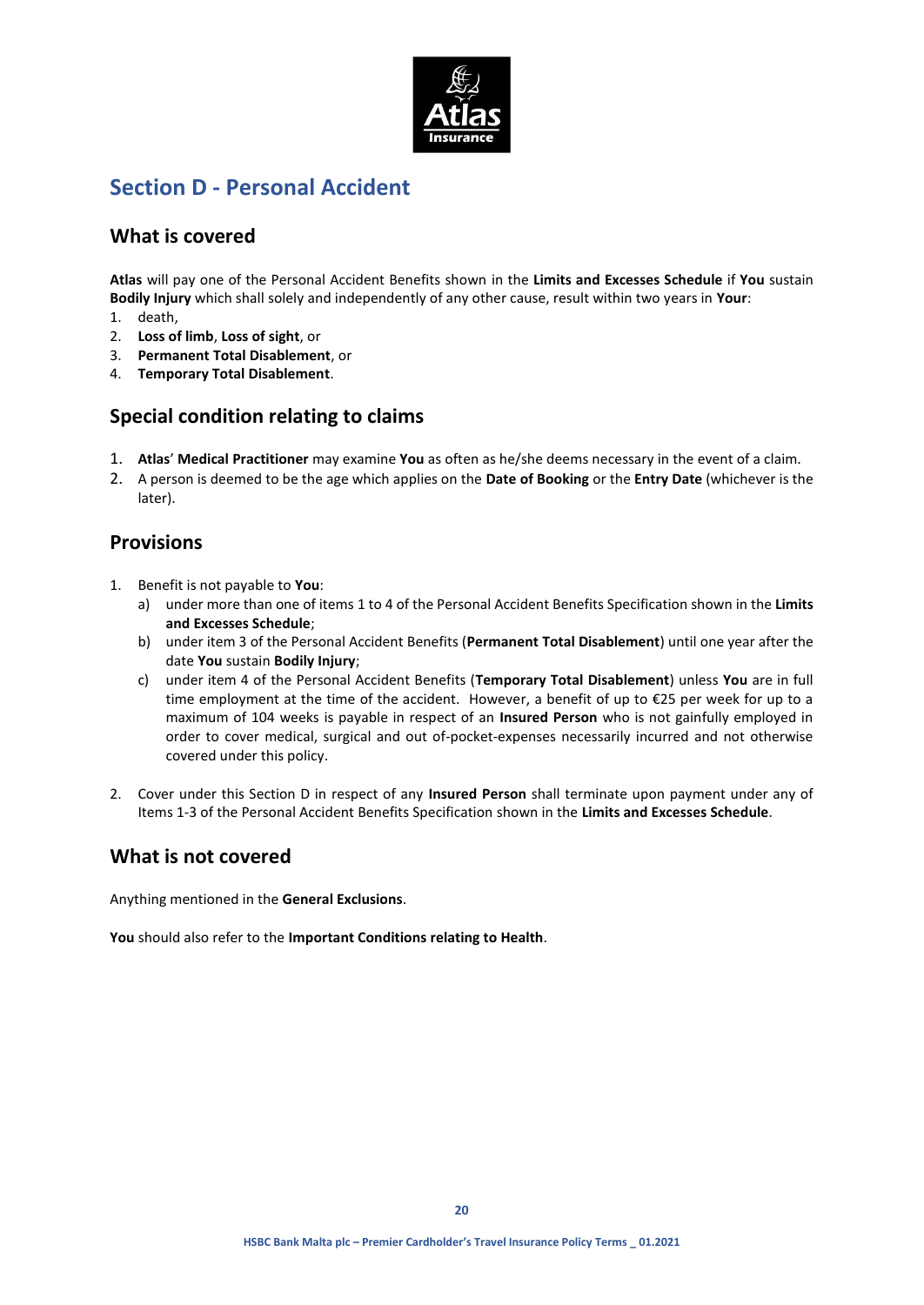## Section D - Personal Accident

### What is covered

**Atlas** will pay one of the Personal Accident Benefits shown in the **Limits and Excesses Schedule** if **You** sustain **Bodily Injury** which shall solely and independently of any other cause, result within two years in **Your**:

1. death,
2. **Loss of limb**, **Loss of sight**, or
3. **Permanent Total Disablement**, or
4. **Temporary Total Disablement**.

### Special condition relating to claims

1. **Atlas**' **Medical Practitioner** may examine **You** as often as he/she deems necessary in the event of a claim.
2. A person is deemed to be the age which applies on the **Date of Booking** or the **Entry Date** (whichever is the later).

### Provisions

1. Benefit is not payable to **You**:
   a) under more than one of items 1 to 4 of the Personal Accident Benefits Specification shown in the **Limits and Excesses Schedule**;
   b) under item 3 of the Personal Accident Benefits (**Permanent Total Disablement**) until one year after the date **You** sustain **Bodily Injury**;
   c) under item 4 of the Personal Accident Benefits (**Temporary Total Disablement**) unless **You** are in full time employment at the time of the accident. However, a benefit of up to €25 per week for up to a maximum of 104 weeks is payable in respect of an **Insured Person** who is not gainfully employed in order to cover medical, surgical and out of-pocket-expenses necessarily incurred and not otherwise covered under this policy.

2. Cover under this Section D in respect of any **Insured Person** shall terminate upon payment under any of Items 1-3 of the Personal Accident Benefits Specification shown in the **Limits and Excesses Schedule**.

### What is not covered

Anything mentioned in the **General Exclusions**.

**You** should also refer to the **Important Conditions relating to Health**.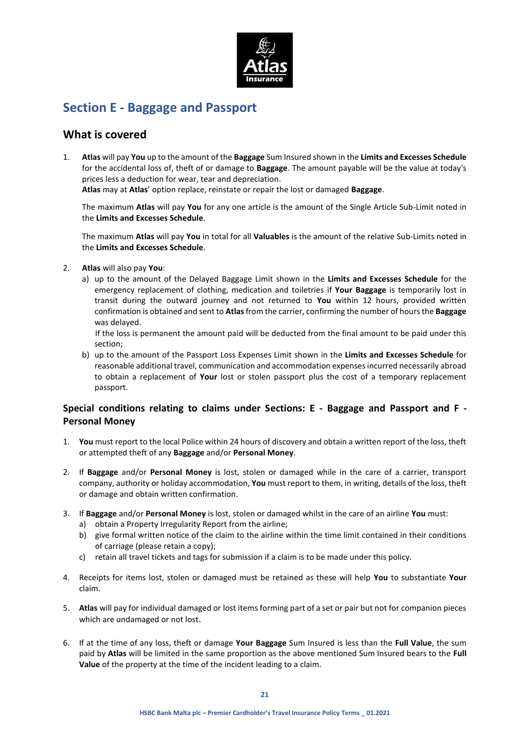## Section E - Baggage and Passport

### What is covered

1. **Atlas** will pay **You** up to the amount of the **Baggage** Sum Insured shown in the **Limits and Excesses Schedule** for the accidental loss of, theft of or damage to **Baggage**. The amount payable will be the value at today's prices less a deduction for wear, tear and depreciation.
   **Atlas** may at **Atlas**' option replace, reinstate or repair the lost or damaged **Baggage**.

   The maximum **Atlas** will pay **You** for any one article is the amount of the Single Article Sub-Limit noted in the **Limits and Excesses Schedule**.

   The maximum **Atlas** will pay **You** in total for all **Valuables** is the amount of the relative Sub-Limits noted in the **Limits and Excesses Schedule**.

2. **Atlas** will also pay **You**:
   a) up to the amount of the Delayed Baggage Limit shown in the **Limits and Excesses Schedule** for the emergency replacement of clothing, medication and toiletries if **Your Baggage** is temporarily lost in transit during the outward journey and not returned to **You** within 12 hours, provided written confirmation is obtained and sent to **Atlas** from the carrier, confirming the number of hours the **Baggage** was delayed.
   If the loss is permanent the amount paid will be deducted from the final amount to be paid under this section;
   b) up to the amount of the Passport Loss Expenses Limit shown in the **Limits and Excesses Schedule** for reasonable additional travel, communication and accommodation expenses incurred necessarily abroad to obtain a replacement of **Your** lost or stolen passport plus the cost of a temporary replacement passport.

### Special conditions relating to claims under Sections: E - Baggage and Passport and F - Personal Money

1. **You** must report to the local Police within 24 hours of discovery and obtain a written report of the loss, theft or attempted theft of any **Baggage** and/or **Personal Money**.

2. If **Baggage** and/or **Personal Money** is lost, stolen or damaged while in the care of a carrier, transport company, authority or holiday accommodation, **You** must report to them, in writing, details of the loss, theft or damage and obtain written confirmation.

3. If **Baggage** and/or **Personal Money** is lost, stolen or damaged whilst in the care of an airline **You** must:
   a) obtain a Property Irregularity Report from the airline;
   b) give formal written notice of the claim to the airline within the time limit contained in their conditions of carriage (please retain a copy);
   c) retain all travel tickets and tags for submission if a claim is to be made under this policy.

4. Receipts for items lost, stolen or damaged must be retained as these will help **You** to substantiate **Your** claim.

5. **Atlas** will pay for individual damaged or lost items forming part of a set or pair but not for companion pieces which are undamaged or not lost.

6. If at the time of any loss, theft or damage **Your Baggage** Sum Insured is less than the **Full Value**, the sum paid by **Atlas** will be limited in the same proportion as the above mentioned Sum Insured bears to the **Full Value** of the property at the time of the incident leading to a claim.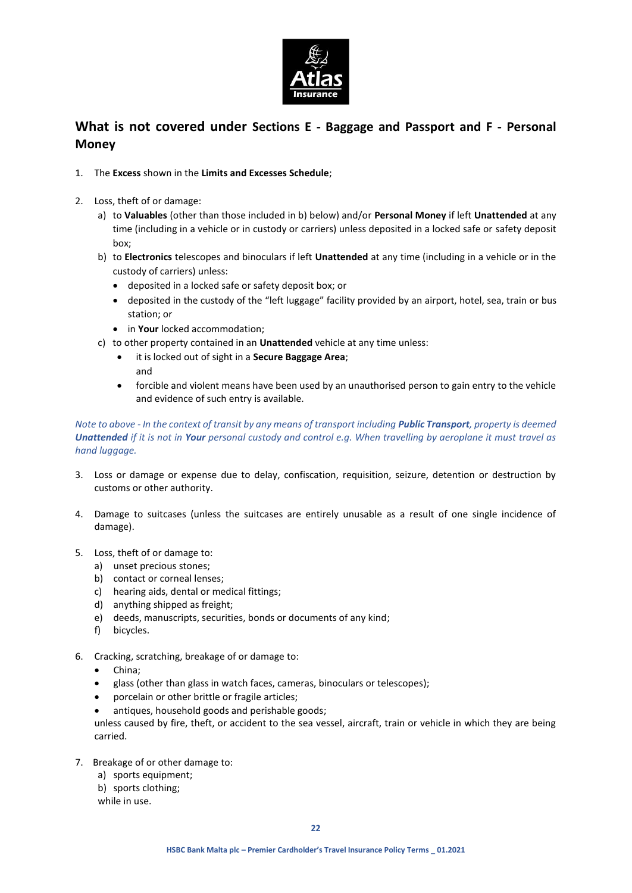## What is not covered under Sections E - Baggage and Passport and F - Personal Money

1. The **Excess** shown in the **Limits and Excesses Schedule**;

2. Loss, theft of or damage:
   a) to **Valuables** (other than those included in b) below) and/or **Personal Money** if left **Unattended** at any time (including in a vehicle or in custody or carriers) unless deposited in a locked safe or safety deposit box;
   b) to **Electronics** telescopes and binoculars if left **Unattended** at any time (including in a vehicle or in the custody of carriers) unless:
      - deposited in a locked safe or safety deposit box; or
      - deposited in the custody of the "left luggage" facility provided by an airport, hotel, sea, train or bus station; or
      - in **Your** locked accommodation;
   c) to other property contained in an **Unattended** vehicle at any time unless:
      - it is locked out of sight in a **Secure Baggage Area**;
        and
      - forcible and violent means have been used by an unauthorised person to gain entry to the vehicle and evidence of such entry is available.

*Note to above - In the context of transit by any means of transport including* ***Public Transport****, property is deemed* ***Unattended*** *if it is not in* ***Your*** *personal custody and control e.g. When travelling by aeroplane it must travel as hand luggage.*

3. Loss or damage or expense due to delay, confiscation, requisition, seizure, detention or destruction by customs or other authority.

4. Damage to suitcases (unless the suitcases are entirely unusable as a result of one single incidence of damage).

5. Loss, theft of or damage to:
   a) unset precious stones;
   b) contact or corneal lenses;
   c) hearing aids, dental or medical fittings;
   d) anything shipped as freight;
   e) deeds, manuscripts, securities, bonds or documents of any kind;
   f) bicycles.

6. Cracking, scratching, breakage of or damage to:
   - China;
   - glass (other than glass in watch faces, cameras, binoculars or telescopes);
   - porcelain or other brittle or fragile articles;
   - antiques, household goods and perishable goods;

   unless caused by fire, theft, or accident to the sea vessel, aircraft, train or vehicle in which they are being carried.

7. Breakage of or other damage to:
   a) sports equipment;
   b) sports clothing;

   while in use.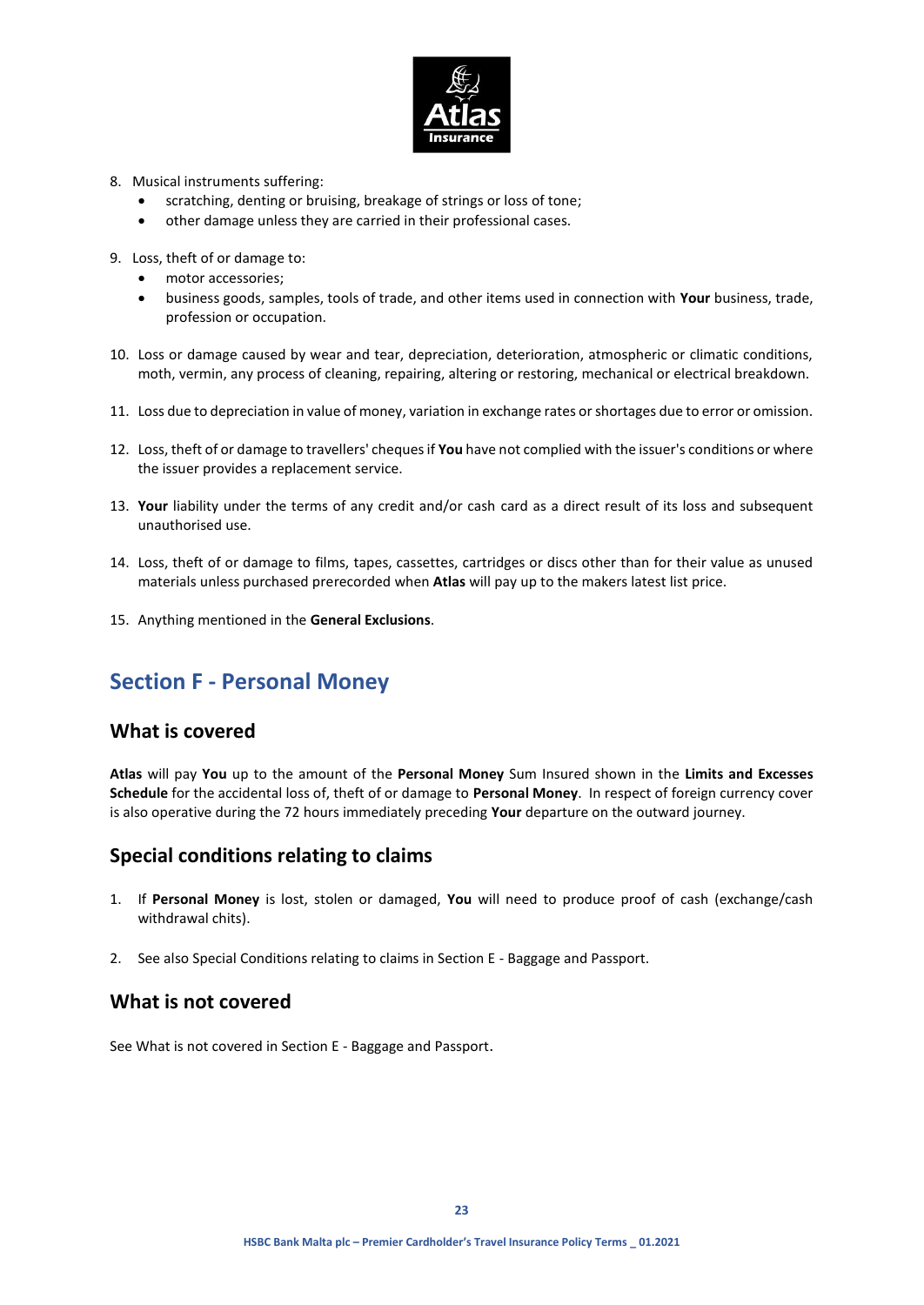8. Musical instruments suffering:
   - scratching, denting or bruising, breakage of strings or loss of tone;
   - other damage unless they are carried in their professional cases.

9. Loss, theft of or damage to:
   - motor accessories;
   - business goods, samples, tools of trade, and other items used in connection with **Your** business, trade, profession or occupation.

10. Loss or damage caused by wear and tear, depreciation, deterioration, atmospheric or climatic conditions, moth, vermin, any process of cleaning, repairing, altering or restoring, mechanical or electrical breakdown.

11. Loss due to depreciation in value of money, variation in exchange rates or shortages due to error or omission.

12. Loss, theft of or damage to travellers' cheques if **You** have not complied with the issuer's conditions or where the issuer provides a replacement service.

13. **Your** liability under the terms of any credit and/or cash card as a direct result of its loss and subsequent unauthorised use.

14. Loss, theft of or damage to films, tapes, cassettes, cartridges or discs other than for their value as unused materials unless purchased prerecorded when **Atlas** will pay up to the makers latest list price.

15. Anything mentioned in the **General Exclusions**.

## Section F - Personal Money

### What is covered

**Atlas** will pay **You** up to the amount of the **Personal Money** Sum Insured shown in the **Limits and Excesses Schedule** for the accidental loss of, theft of or damage to **Personal Money**. In respect of foreign currency cover is also operative during the 72 hours immediately preceding **Your** departure on the outward journey.

### Special conditions relating to claims

1. If **Personal Money** is lost, stolen or damaged, **You** will need to produce proof of cash (exchange/cash withdrawal chits).

2. See also Special Conditions relating to claims in Section E - Baggage and Passport.

### What is not covered

See What is not covered in Section E - Baggage and Passport.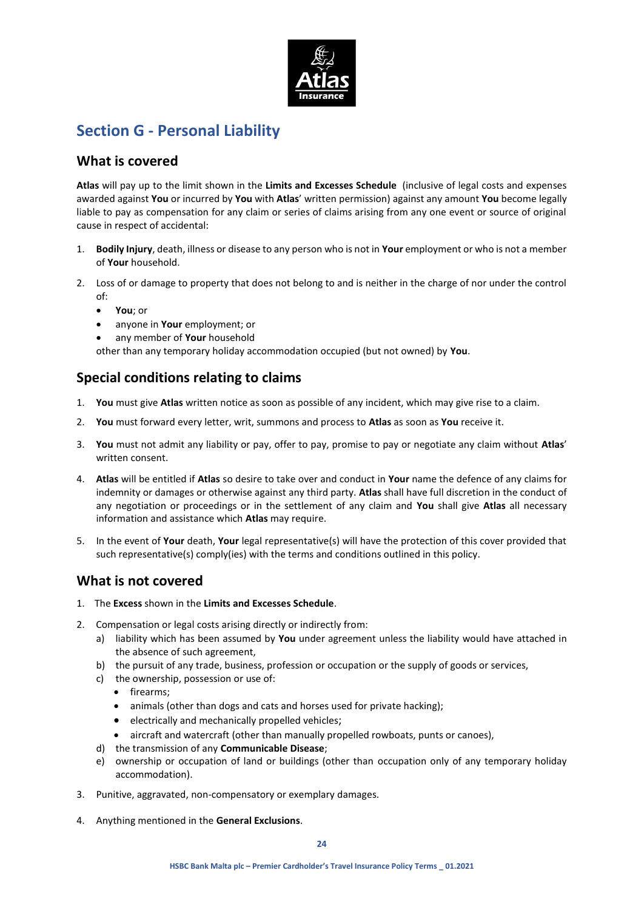## Section G - Personal Liability

### What is covered

**Atlas** will pay up to the limit shown in the **Limits and Excesses Schedule** (inclusive of legal costs and expenses awarded against **You** or incurred by **You** with **Atlas**' written permission) against any amount **You** become legally liable to pay as compensation for any claim or series of claims arising from any one event or source of original cause in respect of accidental:

1. **Bodily Injury**, death, illness or disease to any person who is not in **Your** employment or who is not a member of **Your** household.
2. Loss of or damage to property that does not belong to and is neither in the charge of nor under the control of:
   - **You**; or
   - anyone in **Your** employment; or
   - any member of **Your** household

   other than any temporary holiday accommodation occupied (but not owned) by **You**.

### Special conditions relating to claims

1. **You** must give **Atlas** written notice as soon as possible of any incident, which may give rise to a claim.
2. **You** must forward every letter, writ, summons and process to **Atlas** as soon as **You** receive it.
3. **You** must not admit any liability or pay, offer to pay, promise to pay or negotiate any claim without **Atlas**' written consent.
4. **Atlas** will be entitled if **Atlas** so desire to take over and conduct in **Your** name the defence of any claims for indemnity or damages or otherwise against any third party. **Atlas** shall have full discretion in the conduct of any negotiation or proceedings or in the settlement of any claim and **You** shall give **Atlas** all necessary information and assistance which **Atlas** may require.
5. In the event of **Your** death, **Your** legal representative(s) will have the protection of this cover provided that such representative(s) comply(ies) with the terms and conditions outlined in this policy.

### What is not covered

1. The **Excess** shown in the **Limits and Excesses Schedule**.
2. Compensation or legal costs arising directly or indirectly from:
   a) liability which has been assumed by **You** under agreement unless the liability would have attached in the absence of such agreement,
   b) the pursuit of any trade, business, profession or occupation or the supply of goods or services,
   c) the ownership, possession or use of:
      - firearms;
      - animals (other than dogs and cats and horses used for private hacking);
      - electrically and mechanically propelled vehicles;
      - aircraft and watercraft (other than manually propelled rowboats, punts or canoes),

   d) the transmission of any **Communicable Disease**;
   e) ownership or occupation of land or buildings (other than occupation only of any temporary holiday accommodation).
3. Punitive, aggravated, non-compensatory or exemplary damages.
4. Anything mentioned in the **General Exclusions**.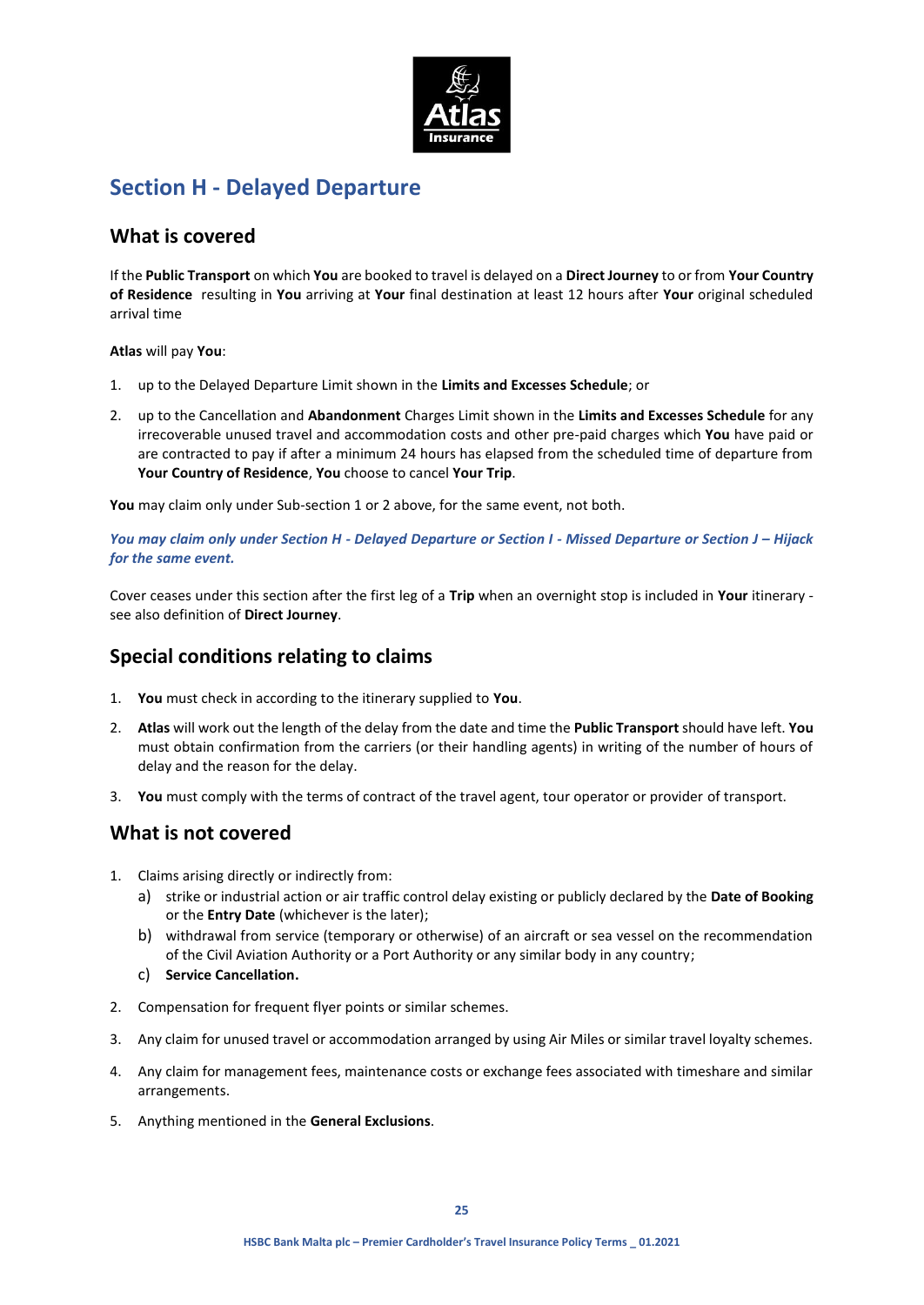## Section H - Delayed Departure

### What is covered

If the **Public Transport** on which **You** are booked to travel is delayed on a **Direct Journey** to or from **Your Country of Residence** resulting in **You** arriving at **Your** final destination at least 12 hours after **Your** original scheduled arrival time

**Atlas** will pay **You**:

1. up to the Delayed Departure Limit shown in the **Limits and Excesses Schedule**; or
2. up to the Cancellation and **Abandonment** Charges Limit shown in the **Limits and Excesses Schedule** for any irrecoverable unused travel and accommodation costs and other pre-paid charges which **You** have paid or are contracted to pay if after a minimum 24 hours has elapsed from the scheduled time of departure from **Your Country of Residence**, **You** choose to cancel **Your Trip**.

**You** may claim only under Sub-section 1 or 2 above, for the same event, not both.

***You may claim only under Section H - Delayed Departure or Section I - Missed Departure or Section J – Hijack for the same event.***

Cover ceases under this section after the first leg of a **Trip** when an overnight stop is included in **Your** itinerary - see also definition of **Direct Journey**.

### Special conditions relating to claims

1. **You** must check in according to the itinerary supplied to **You**.
2. **Atlas** will work out the length of the delay from the date and time the **Public Transport** should have left. **You** must obtain confirmation from the carriers (or their handling agents) in writing of the number of hours of delay and the reason for the delay.
3. **You** must comply with the terms of contract of the travel agent, tour operator or provider of transport.

### What is not covered

1. Claims arising directly or indirectly from:
   a) strike or industrial action or air traffic control delay existing or publicly declared by the **Date of Booking** or the **Entry Date** (whichever is the later);
   b) withdrawal from service (temporary or otherwise) of an aircraft or sea vessel on the recommendation of the Civil Aviation Authority or a Port Authority or any similar body in any country;
   c) **Service Cancellation.**
2. Compensation for frequent flyer points or similar schemes.
3. Any claim for unused travel or accommodation arranged by using Air Miles or similar travel loyalty schemes.
4. Any claim for management fees, maintenance costs or exchange fees associated with timeshare and similar arrangements.
5. Anything mentioned in the **General Exclusions**.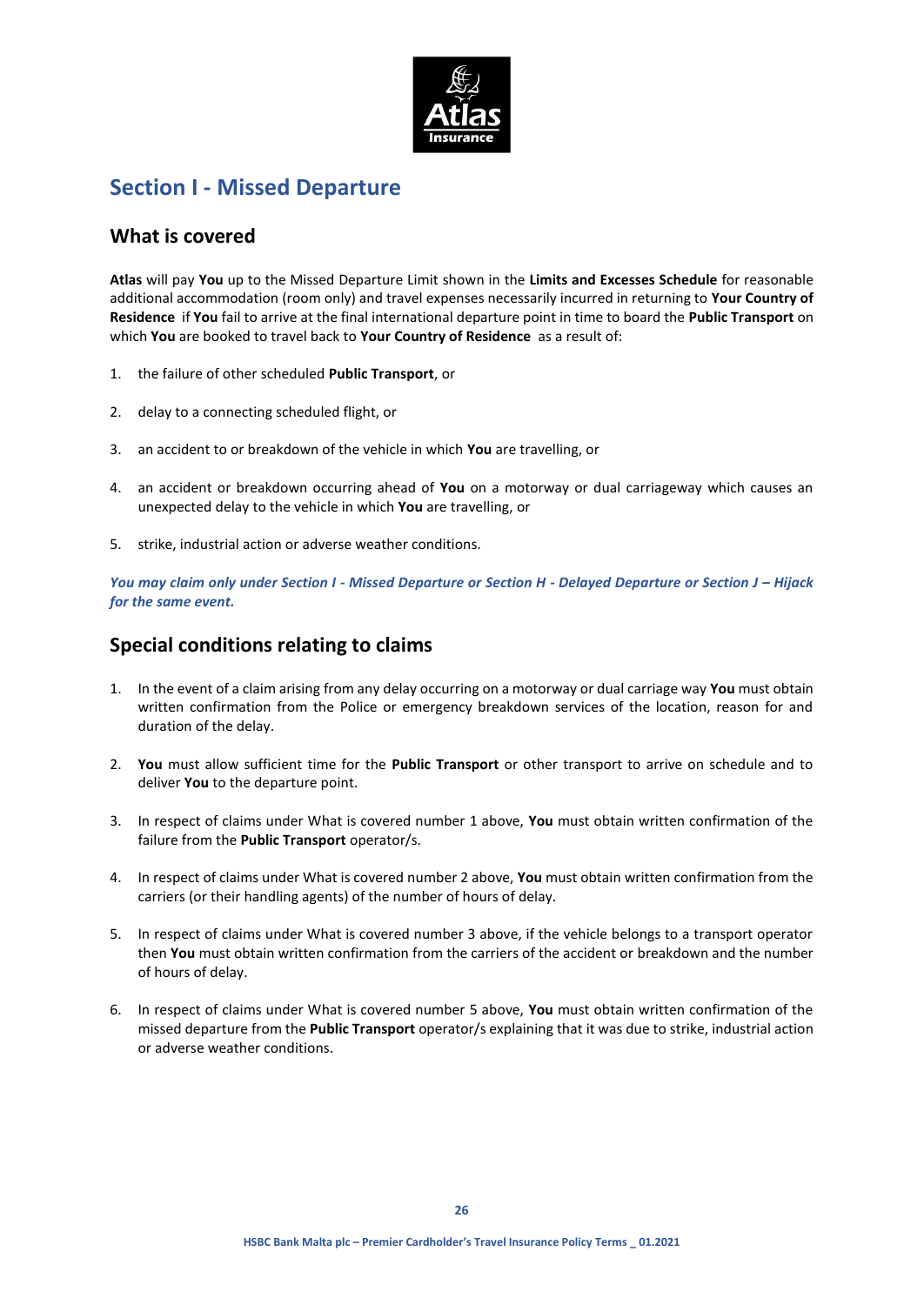## Section I - Missed Departure

### What is covered

**Atlas** will pay **You** up to the Missed Departure Limit shown in the **Limits and Excesses Schedule** for reasonable additional accommodation (room only) and travel expenses necessarily incurred in returning to **Your Country of Residence** if **You** fail to arrive at the final international departure point in time to board the **Public Transport** on which **You** are booked to travel back to **Your Country of Residence** as a result of:

1. the failure of other scheduled **Public Transport**, or
2. delay to a connecting scheduled flight, or
3. an accident to or breakdown of the vehicle in which **You** are travelling, or
4. an accident or breakdown occurring ahead of **You** on a motorway or dual carriageway which causes an unexpected delay to the vehicle in which **You** are travelling, or
5. strike, industrial action or adverse weather conditions.

***You may claim only under Section I - Missed Departure or Section H - Delayed Departure or Section J – Hijack for the same event.***

### Special conditions relating to claims

1. In the event of a claim arising from any delay occurring on a motorway or dual carriage way **You** must obtain written confirmation from the Police or emergency breakdown services of the location, reason for and duration of the delay.
2. **You** must allow sufficient time for the **Public Transport** or other transport to arrive on schedule and to deliver **You** to the departure point.
3. In respect of claims under What is covered number 1 above, **You** must obtain written confirmation of the failure from the **Public Transport** operator/s.
4. In respect of claims under What is covered number 2 above, **You** must obtain written confirmation from the carriers (or their handling agents) of the number of hours of delay.
5. In respect of claims under What is covered number 3 above, if the vehicle belongs to a transport operator then **You** must obtain written confirmation from the carriers of the accident or breakdown and the number of hours of delay.
6. In respect of claims under What is covered number 5 above, **You** must obtain written confirmation of the missed departure from the **Public Transport** operator/s explaining that it was due to strike, industrial action or adverse weather conditions.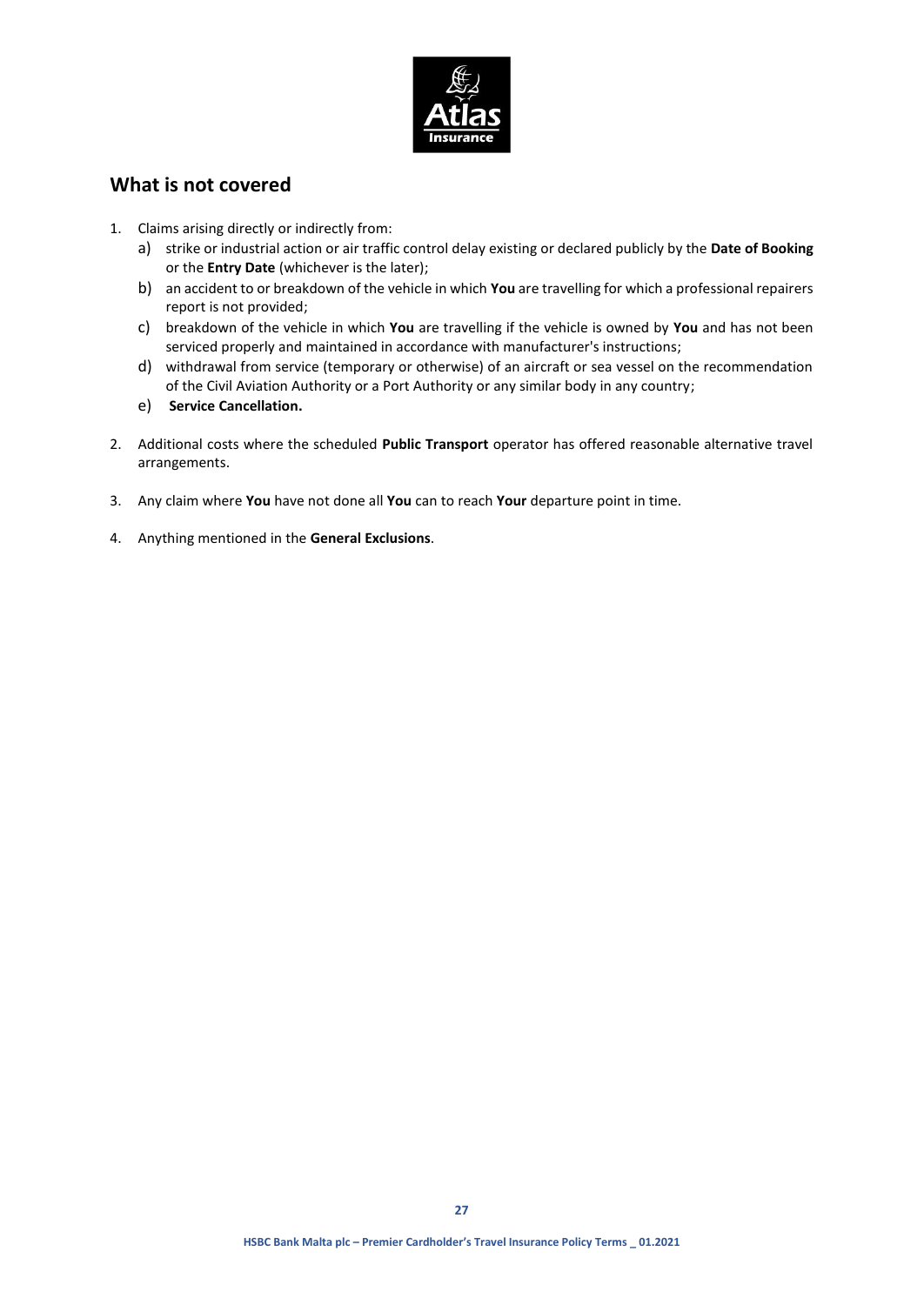## What is not covered

1. Claims arising directly or indirectly from:
   a) strike or industrial action or air traffic control delay existing or declared publicly by the **Date of Booking** or the **Entry Date** (whichever is the later);
   b) an accident to or breakdown of the vehicle in which **You** are travelling for which a professional repairers report is not provided;
   c) breakdown of the vehicle in which **You** are travelling if the vehicle is owned by **You** and has not been serviced properly and maintained in accordance with manufacturer's instructions;
   d) withdrawal from service (temporary or otherwise) of an aircraft or sea vessel on the recommendation of the Civil Aviation Authority or a Port Authority or any similar body in any country;
   e) **Service Cancellation.**

2. Additional costs where the scheduled **Public Transport** operator has offered reasonable alternative travel arrangements.

3. Any claim where **You** have not done all **You** can to reach **Your** departure point in time.

4. Anything mentioned in the **General Exclusions**.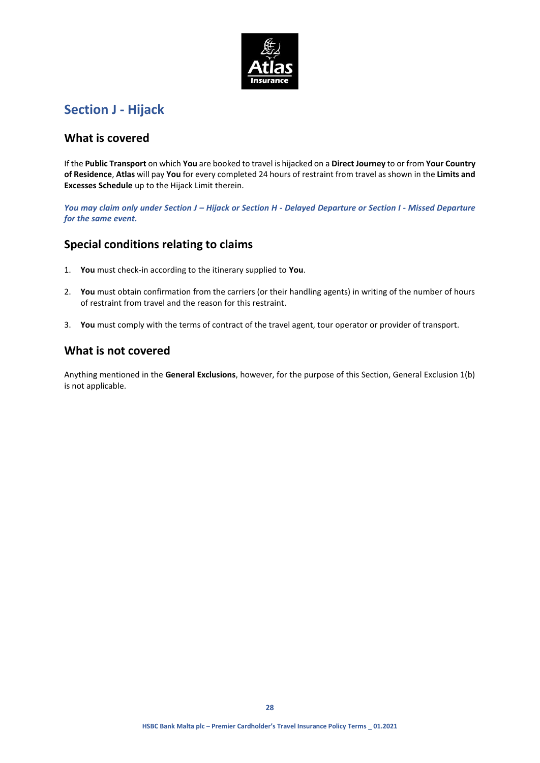## Section J - Hijack

### What is covered

If the **Public Transport** on which **You** are booked to travel is hijacked on a **Direct Journey** to or from **Your Country of Residence**, **Atlas** will pay **You** for every completed 24 hours of restraint from travel as shown in the **Limits and Excesses Schedule** up to the Hijack Limit therein.

***You may claim only under Section J – Hijack or Section H - Delayed Departure or Section I - Missed Departure for the same event.***

### Special conditions relating to claims

1. **You** must check-in according to the itinerary supplied to **You**.
2. **You** must obtain confirmation from the carriers (or their handling agents) in writing of the number of hours of restraint from travel and the reason for this restraint.
3. **You** must comply with the terms of contract of the travel agent, tour operator or provider of transport.

### What is not covered

Anything mentioned in the **General Exclusions**, however, for the purpose of this Section, General Exclusion 1(b) is not applicable.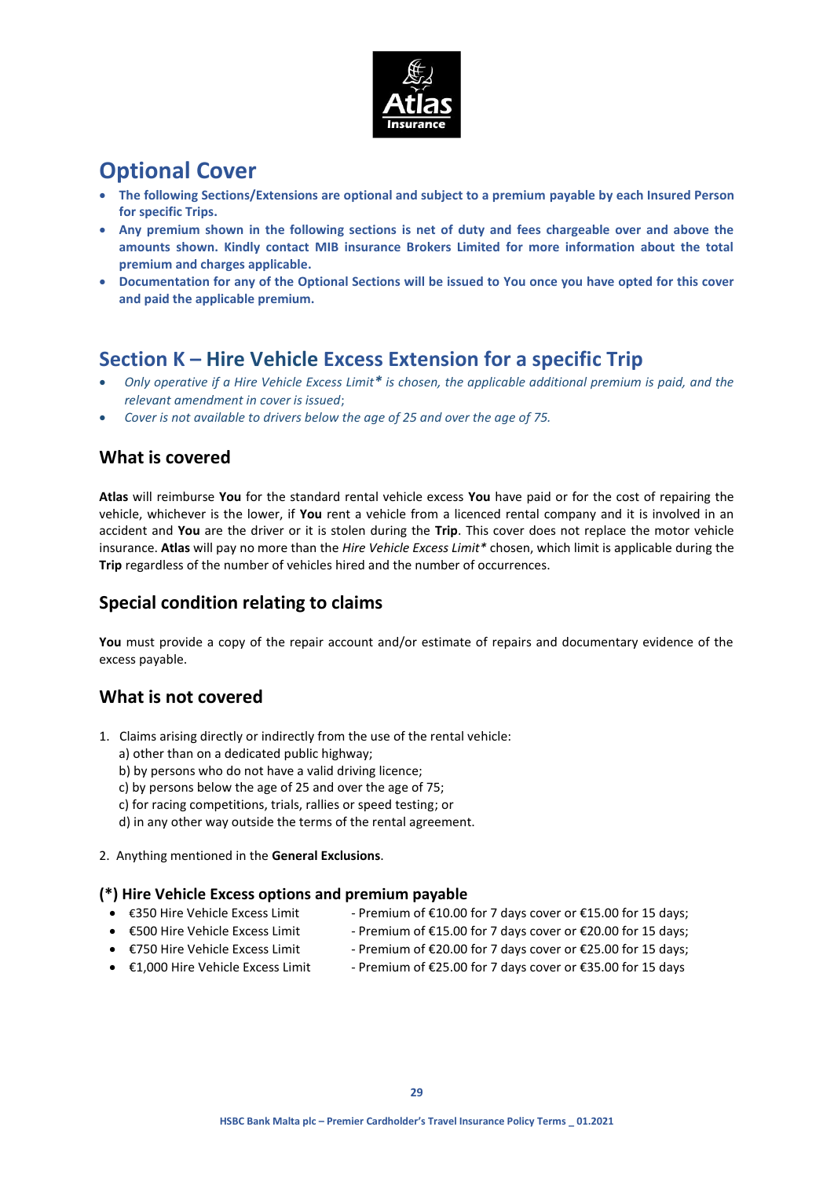# Optional Cover

- **The following Sections/Extensions are optional and subject to a premium payable by each Insured Person for specific Trips.**
- **Any premium shown in the following sections is net of duty and fees chargeable over and above the amounts shown. Kindly contact MIB insurance Brokers Limited for more information about the total premium and charges applicable.**
- **Documentation for any of the Optional Sections will be issued to You once you have opted for this cover and paid the applicable premium.**

## Section K – Hire Vehicle Excess Extension for a specific Trip

- *Only operative if a Hire Vehicle Excess Limit\** *is chosen, the applicable additional premium is paid, and the relevant amendment in cover is issued;*
- *Cover is not available to drivers below the age of 25 and over the age of 75.*

### What is covered

**Atlas** will reimburse **You** for the standard rental vehicle excess **You** have paid or for the cost of repairing the vehicle, whichever is the lower, if **You** rent a vehicle from a licenced rental company and it is involved in an accident and **You** are the driver or it is stolen during the **Trip**. This cover does not replace the motor vehicle insurance. **Atlas** will pay no more than the *Hire Vehicle Excess Limit\** chosen, which limit is applicable during the **Trip** regardless of the number of vehicles hired and the number of occurrences.

### Special condition relating to claims

**You** must provide a copy of the repair account and/or estimate of repairs and documentary evidence of the excess payable.

### What is not covered

1. Claims arising directly or indirectly from the use of the rental vehicle:
   a) other than on a dedicated public highway;
   b) by persons who do not have a valid driving licence;
   c) by persons below the age of 25 and over the age of 75;
   c) for racing competitions, trials, rallies or speed testing; or
   d) in any other way outside the terms of the rental agreement.

2. Anything mentioned in the **General Exclusions**.

#### (*) Hire Vehicle Excess options and premium payable

- €350 Hire Vehicle Excess Limit - Premium of €10.00 for 7 days cover or €15.00 for 15 days;
- €500 Hire Vehicle Excess Limit - Premium of €15.00 for 7 days cover or €20.00 for 15 days;
- €750 Hire Vehicle Excess Limit - Premium of €20.00 for 7 days cover or €25.00 for 15 days;
- €1,000 Hire Vehicle Excess Limit - Premium of €25.00 for 7 days cover or €35.00 for 15 days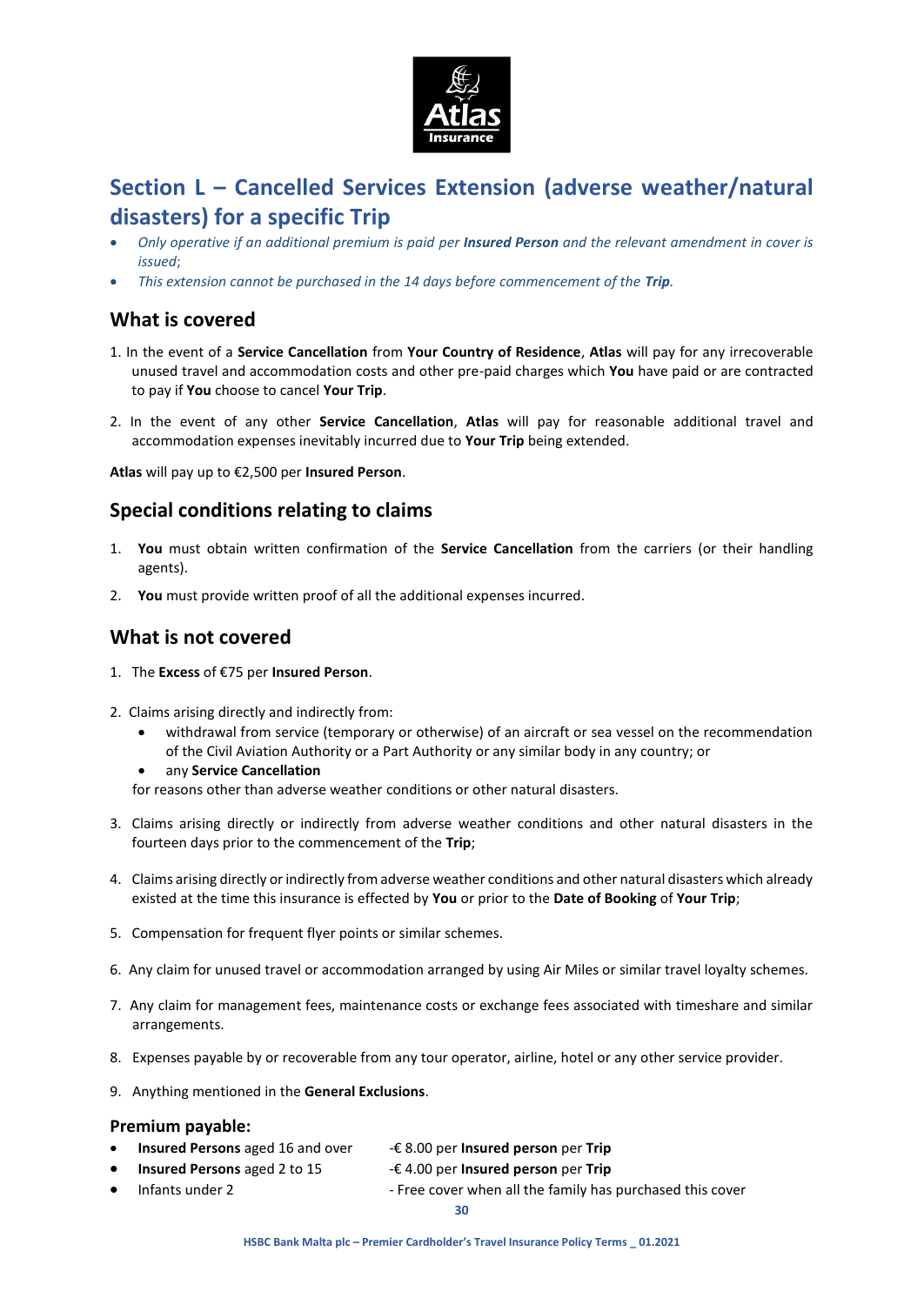## Section L – Cancelled Services Extension (adverse weather/natural disasters) for a specific Trip

- *Only operative if an additional premium is paid per **Insured Person** and the relevant amendment in cover is issued;*
- *This extension cannot be purchased in the 14 days before commencement of the **Trip**.*

### What is covered

1. In the event of a **Service Cancellation** from **Your Country of Residence**, **Atlas** will pay for any irrecoverable unused travel and accommodation costs and other pre-paid charges which **You** have paid or are contracted to pay if **You** choose to cancel **Your Trip**.

2. In the event of any other **Service Cancellation**, **Atlas** will pay for reasonable additional travel and accommodation expenses inevitably incurred due to **Your Trip** being extended.

**Atlas** will pay up to €2,500 per **Insured Person**.

### Special conditions relating to claims

1. **You** must obtain written confirmation of the **Service Cancellation** from the carriers (or their handling agents).

2. **You** must provide written proof of all the additional expenses incurred.

### What is not covered

1. The **Excess** of €75 per **Insured Person**.

2. Claims arising directly and indirectly from:
   - withdrawal from service (temporary or otherwise) of an aircraft or sea vessel on the recommendation of the Civil Aviation Authority or a Part Authority or any similar body in any country; or
   - any **Service Cancellation**

   for reasons other than adverse weather conditions or other natural disasters.

3. Claims arising directly or indirectly from adverse weather conditions and other natural disasters in the fourteen days prior to the commencement of the **Trip**;

4. Claims arising directly or indirectly from adverse weather conditions and other natural disasters which already existed at the time this insurance is effected by **You** or prior to the **Date of Booking** of **Your Trip**;

5. Compensation for frequent flyer points or similar schemes.

6. Any claim for unused travel or accommodation arranged by using Air Miles or similar travel loyalty schemes.

7. Any claim for management fees, maintenance costs or exchange fees associated with timeshare and similar arrangements.

8. Expenses payable by or recoverable from any tour operator, airline, hotel or any other service provider.

9. Anything mentioned in the **General Exclusions**.

#### Premium payable:

- **Insured Persons** aged 16 and over -€ 8.00 per **Insured person** per **Trip**
- **Insured Persons** aged 2 to 15 -€ 4.00 per **Insured person** per **Trip**
- Infants under 2 - Free cover when all the family has purchased this cover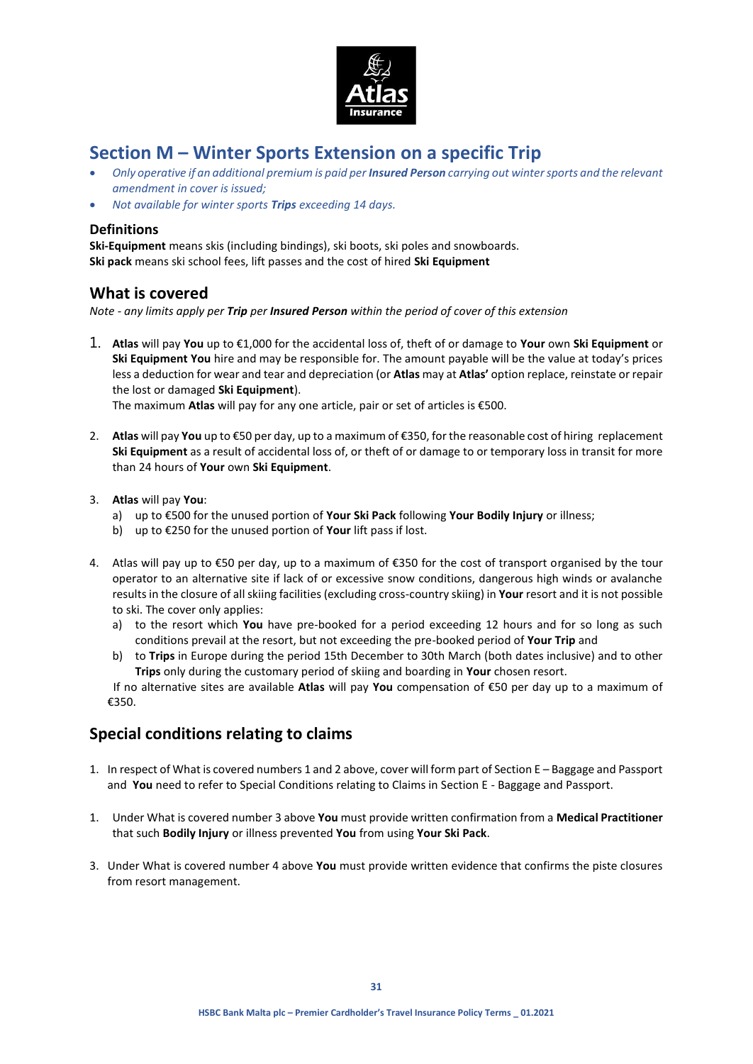## Section M – Winter Sports Extension on a specific Trip

- *Only operative if an additional premium is paid per **Insured Person** carrying out winter sports and the relevant amendment in cover is issued;*
- *Not available for winter sports **Trips** exceeding 14 days.*

### Definitions

**Ski-Equipment** means skis (including bindings), ski boots, ski poles and snowboards.
**Ski pack** means ski school fees, lift passes and the cost of hired **Ski Equipment**

### What is covered

*Note - any limits apply per **Trip** per **Insured Person** within the period of cover of this extension*

1. **Atlas** will pay **You** up to €1,000 for the accidental loss of, theft of or damage to **Your** own **Ski Equipment** or **Ski Equipment You** hire and may be responsible for. The amount payable will be the value at today's prices less a deduction for wear and tear and depreciation (or **Atlas** may at **Atlas'** option replace, reinstate or repair the lost or damaged **Ski Equipment**).
   The maximum **Atlas** will pay for any one article, pair or set of articles is €500.

2. **Atlas** will pay **You** up to €50 per day, up to a maximum of €350, for the reasonable cost of hiring replacement **Ski Equipment** as a result of accidental loss of, or theft of or damage to or temporary loss in transit for more than 24 hours of **Your** own **Ski Equipment**.

3. **Atlas** will pay **You**:
   a) up to €500 for the unused portion of **Your Ski Pack** following **Your Bodily Injury** or illness;
   b) up to €250 for the unused portion of **Your** lift pass if lost.

4. Atlas will pay up to €50 per day, up to a maximum of €350 for the cost of transport organised by the tour operator to an alternative site if lack of or excessive snow conditions, dangerous high winds or avalanche results in the closure of all skiing facilities (excluding cross-country skiing) in **Your** resort and it is not possible to ski. The cover only applies:
   a) to the resort which **You** have pre-booked for a period exceeding 12 hours and for so long as such conditions prevail at the resort, but not exceeding the pre-booked period of **Your Trip** and
   b) to **Trips** in Europe during the period 15th December to 30th March (both dates inclusive) and to other **Trips** only during the customary period of skiing and boarding in **Your** chosen resort.

   If no alternative sites are available **Atlas** will pay **You** compensation of €50 per day up to a maximum of €350.

### Special conditions relating to claims

1. In respect of What is covered numbers 1 and 2 above, cover will form part of Section E – Baggage and Passport and **You** need to refer to Special Conditions relating to Claims in Section E - Baggage and Passport.

1. Under What is covered number 3 above **You** must provide written confirmation from a **Medical Practitioner** that such **Bodily Injury** or illness prevented **You** from using **Your Ski Pack**.

3. Under What is covered number 4 above **You** must provide written evidence that confirms the piste closures from resort management.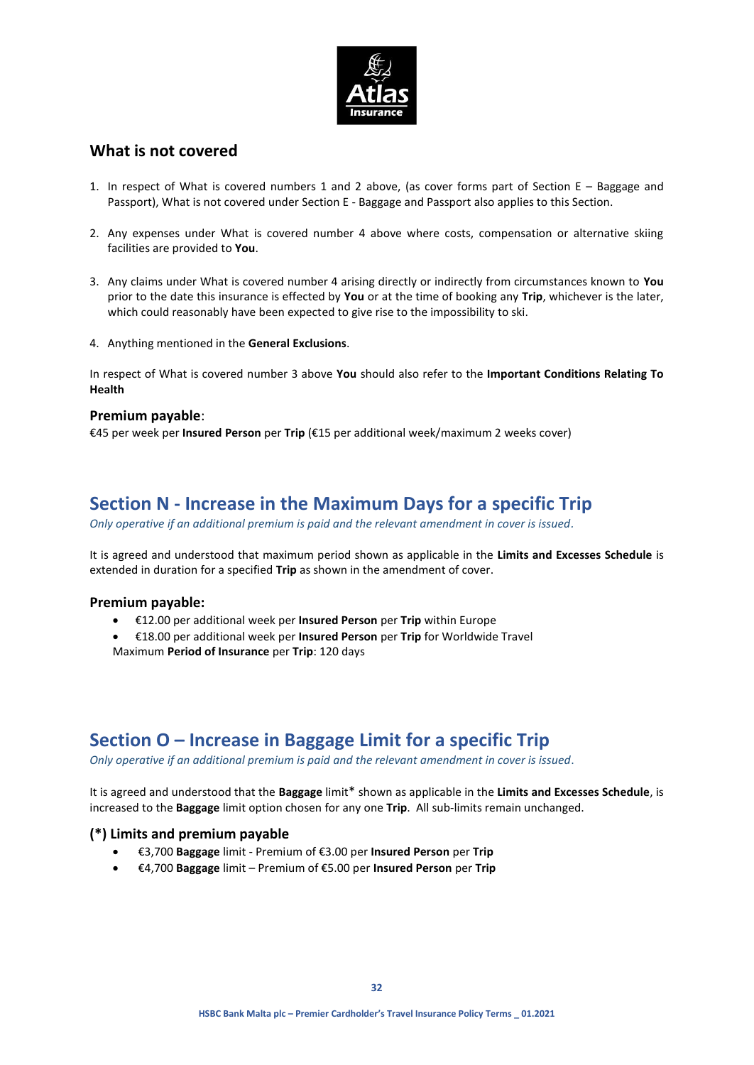## What is not covered

1. In respect of What is covered numbers 1 and 2 above, (as cover forms part of Section E – Baggage and Passport), What is not covered under Section E - Baggage and Passport also applies to this Section.

2. Any expenses under What is covered number 4 above where costs, compensation or alternative skiing facilities are provided to **You**.

3. Any claims under What is covered number 4 arising directly or indirectly from circumstances known to **You** prior to the date this insurance is effected by **You** or at the time of booking any **Trip**, whichever is the later, which could reasonably have been expected to give rise to the impossibility to ski.

4. Anything mentioned in the **General Exclusions**.

In respect of What is covered number 3 above **You** should also refer to the **Important Conditions Relating To Health**

### Premium payable:

€45 per week per **Insured Person** per **Trip** (€15 per additional week/maximum 2 weeks cover)

## Section N - Increase in the Maximum Days for a specific Trip

*Only operative if an additional premium is paid and the relevant amendment in cover is issued.*

It is agreed and understood that maximum period shown as applicable in the **Limits and Excesses Schedule** is extended in duration for a specified **Trip** as shown in the amendment of cover.

### Premium payable:

- €12.00 per additional week per **Insured Person** per **Trip** within Europe
- €18.00 per additional week per **Insured Person** per **Trip** for Worldwide Travel

Maximum **Period of Insurance** per **Trip**: 120 days

## Section O – Increase in Baggage Limit for a specific Trip

*Only operative if an additional premium is paid and the relevant amendment in cover is issued.*

It is agreed and understood that the **Baggage** limit* shown as applicable in the **Limits and Excesses Schedule**, is increased to the **Baggage** limit option chosen for any one **Trip**. All sub-limits remain unchanged.

### (*) Limits and premium payable

- €3,700 **Baggage** limit - Premium of €3.00 per **Insured Person** per **Trip**
- €4,700 **Baggage** limit – Premium of €5.00 per **Insured Person** per **Trip**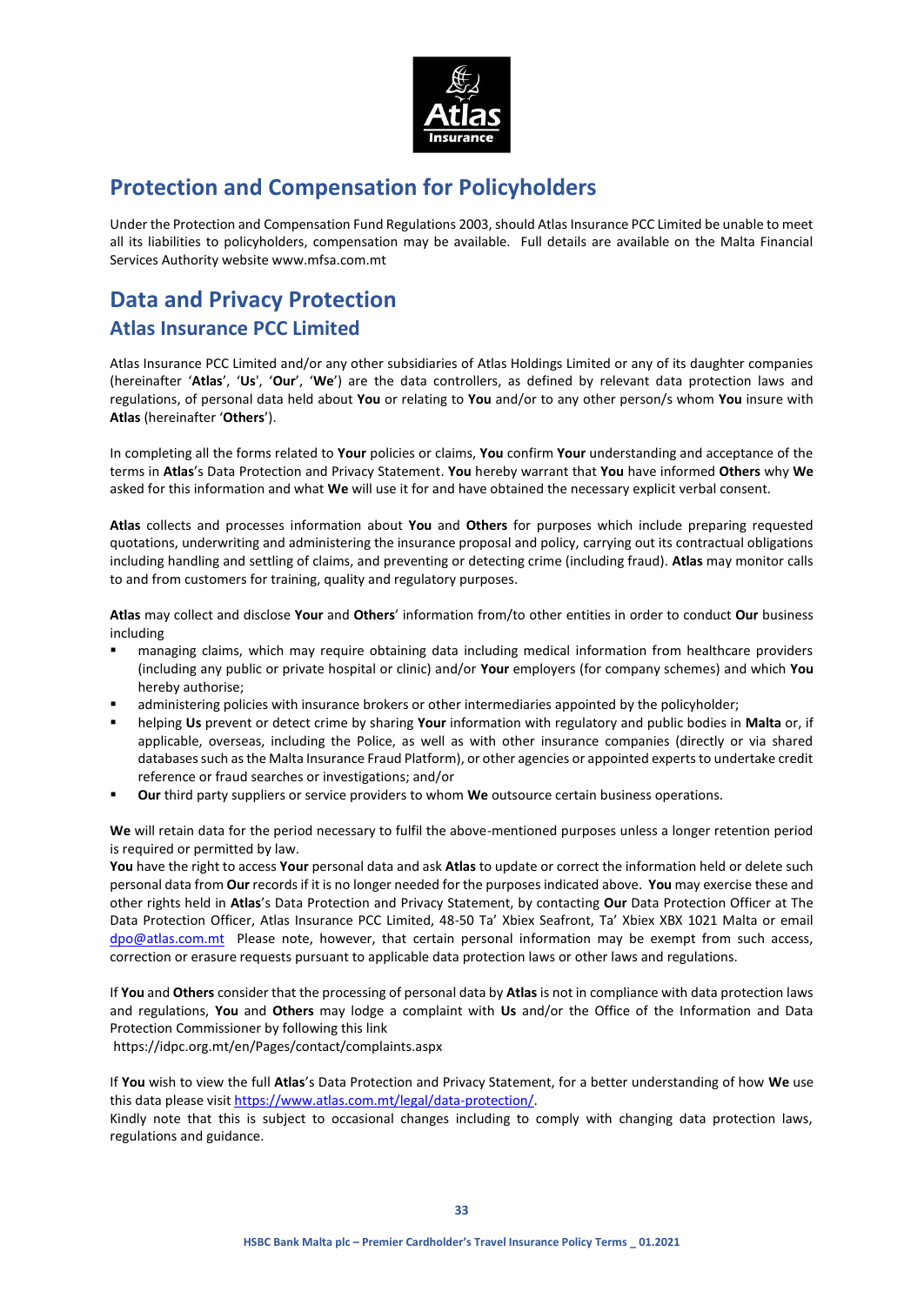# Protection and Compensation for Policyholders

Under the Protection and Compensation Fund Regulations 2003, should Atlas Insurance PCC Limited be unable to meet all its liabilities to policyholders, compensation may be available. Full details are available on the Malta Financial Services Authority website www.mfsa.com.mt

# Data and Privacy Protection

## Atlas Insurance PCC Limited

Atlas Insurance PCC Limited and/or any other subsidiaries of Atlas Holdings Limited or any of its daughter companies (hereinafter '**Atlas**', '**Us**', '**Our**', '**We**') are the data controllers, as defined by relevant data protection laws and regulations, of personal data held about **You** or relating to **You** and/or to any other person/s whom **You** insure with **Atlas** (hereinafter '**Others**').

In completing all the forms related to **Your** policies or claims, **You** confirm **Your** understanding and acceptance of the terms in **Atlas**'s Data Protection and Privacy Statement. **You** hereby warrant that **You** have informed **Others** why **We** asked for this information and what **We** will use it for and have obtained the necessary explicit verbal consent.

**Atlas** collects and processes information about **You** and **Others** for purposes which include preparing requested quotations, underwriting and administering the insurance proposal and policy, carrying out its contractual obligations including handling and settling of claims, and preventing or detecting crime (including fraud). **Atlas** may monitor calls to and from customers for training, quality and regulatory purposes.

**Atlas** may collect and disclose **Your** and **Others**' information from/to other entities in order to conduct **Our** business including

- managing claims, which may require obtaining data including medical information from healthcare providers (including any public or private hospital or clinic) and/or **Your** employers (for company schemes) and which **You** hereby authorise;
- administering policies with insurance brokers or other intermediaries appointed by the policyholder;
- helping **Us** prevent or detect crime by sharing **Your** information with regulatory and public bodies in **Malta** or, if applicable, overseas, including the Police, as well as with other insurance companies (directly or via shared databases such as the Malta Insurance Fraud Platform), or other agencies or appointed experts to undertake credit reference or fraud searches or investigations; and/or
- **Our** third party suppliers or service providers to whom **We** outsource certain business operations.

**We** will retain data for the period necessary to fulfil the above-mentioned purposes unless a longer retention period is required or permitted by law.
**You** have the right to access **Your** personal data and ask **Atlas** to update or correct the information held or delete such personal data from **Our** records if it is no longer needed for the purposes indicated above. **You** may exercise these and other rights held in **Atlas**'s Data Protection and Privacy Statement, by contacting **Our** Data Protection Officer at The Data Protection Officer, Atlas Insurance PCC Limited, 48-50 Ta' Xbiex Seafront, Ta' Xbiex XBX 1021 Malta or email dpo@atlas.com.mt Please note, however, that certain personal information may be exempt from such access, correction or erasure requests pursuant to applicable data protection laws or other laws and regulations.

If **You** and **Others** consider that the processing of personal data by **Atlas** is not in compliance with data protection laws and regulations, **You** and **Others** may lodge a complaint with **Us** and/or the Office of the Information and Data Protection Commissioner by following this link
https://idpc.org.mt/en/Pages/contact/complaints.aspx

If **You** wish to view the full **Atlas**'s Data Protection and Privacy Statement, for a better understanding of how **We** use this data please visit https://www.atlas.com.mt/legal/data-protection/.
Kindly note that this is subject to occasional changes including to comply with changing data protection laws, regulations and guidance.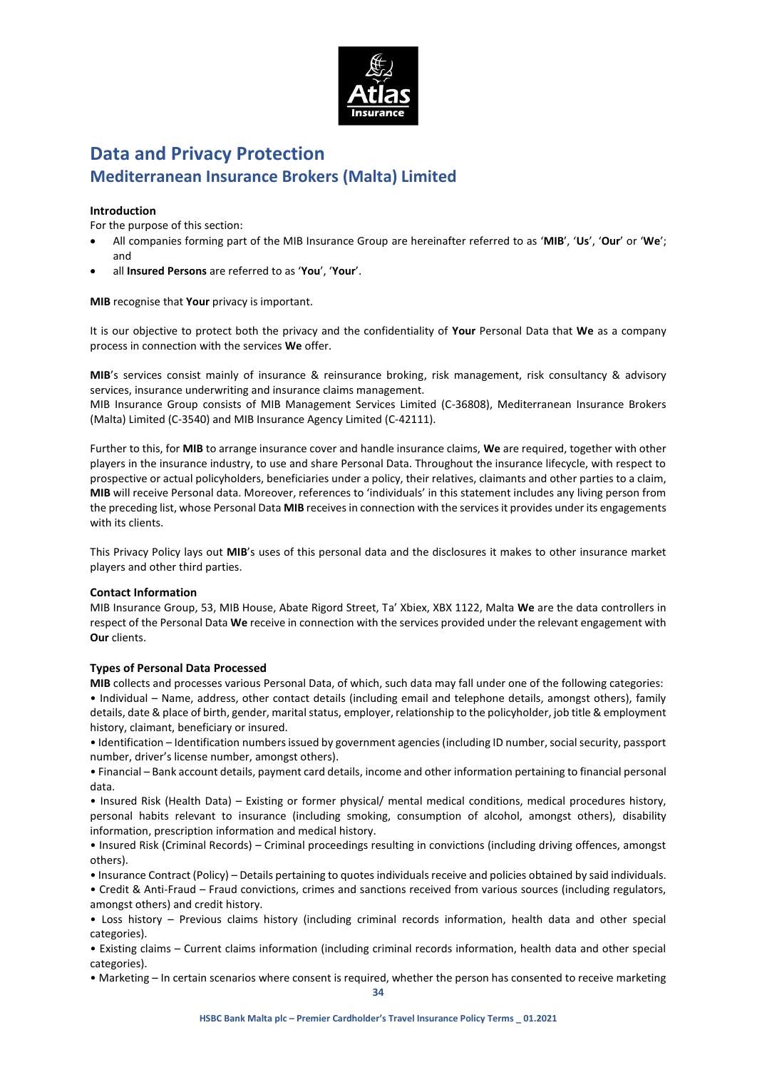# Data and Privacy Protection

## Mediterranean Insurance Brokers (Malta) Limited

### Introduction

For the purpose of this section:

- All companies forming part of the MIB Insurance Group are hereinafter referred to as '**MIB**', '**Us**', '**Our**' or '**We**'; and
- all **Insured Persons** are referred to as '**You**', '**Your**'.

**MIB** recognise that **Your** privacy is important.

It is our objective to protect both the privacy and the confidentiality of **Your** Personal Data that **We** as a company process in connection with the services **We** offer.

**MIB**'s services consist mainly of insurance & reinsurance broking, risk management, risk consultancy & advisory services, insurance underwriting and insurance claims management.

MIB Insurance Group consists of MIB Management Services Limited (C-36808), Mediterranean Insurance Brokers (Malta) Limited (C-3540) and MIB Insurance Agency Limited (C-42111).

Further to this, for **MIB** to arrange insurance cover and handle insurance claims, **We** are required, together with other players in the insurance industry, to use and share Personal Data. Throughout the insurance lifecycle, with respect to prospective or actual policyholders, beneficiaries under a policy, their relatives, claimants and other parties to a claim, **MIB** will receive Personal data. Moreover, references to 'individuals' in this statement includes any living person from the preceding list, whose Personal Data **MIB** receives in connection with the services it provides under its engagements with its clients.

This Privacy Policy lays out **MIB**'s uses of this personal data and the disclosures it makes to other insurance market players and other third parties.

### Contact Information

MIB Insurance Group, 53, MIB House, Abate Rigord Street, Ta' Xbiex, XBX 1122, Malta **We** are the data controllers in respect of the Personal Data **We** receive in connection with the services provided under the relevant engagement with **Our** clients.

### Types of Personal Data Processed

**MIB** collects and processes various Personal Data, of which, such data may fall under one of the following categories:

• Individual – Name, address, other contact details (including email and telephone details, amongst others), family details, date & place of birth, gender, marital status, employer, relationship to the policyholder, job title & employment history, claimant, beneficiary or insured.

• Identification – Identification numbers issued by government agencies (including ID number, social security, passport number, driver's license number, amongst others).

• Financial – Bank account details, payment card details, income and other information pertaining to financial personal data.

• Insured Risk (Health Data) – Existing or former physical/ mental medical conditions, medical procedures history, personal habits relevant to insurance (including smoking, consumption of alcohol, amongst others), disability information, prescription information and medical history.

• Insured Risk (Criminal Records) – Criminal proceedings resulting in convictions (including driving offences, amongst others).

• Insurance Contract (Policy) – Details pertaining to quotes individuals receive and policies obtained by said individuals.

• Credit & Anti-Fraud – Fraud convictions, crimes and sanctions received from various sources (including regulators, amongst others) and credit history.

• Loss history – Previous claims history (including criminal records information, health data and other special categories).

• Existing claims – Current claims information (including criminal records information, health data and other special categories).

• Marketing – In certain scenarios where consent is required, whether the person has consented to receive marketing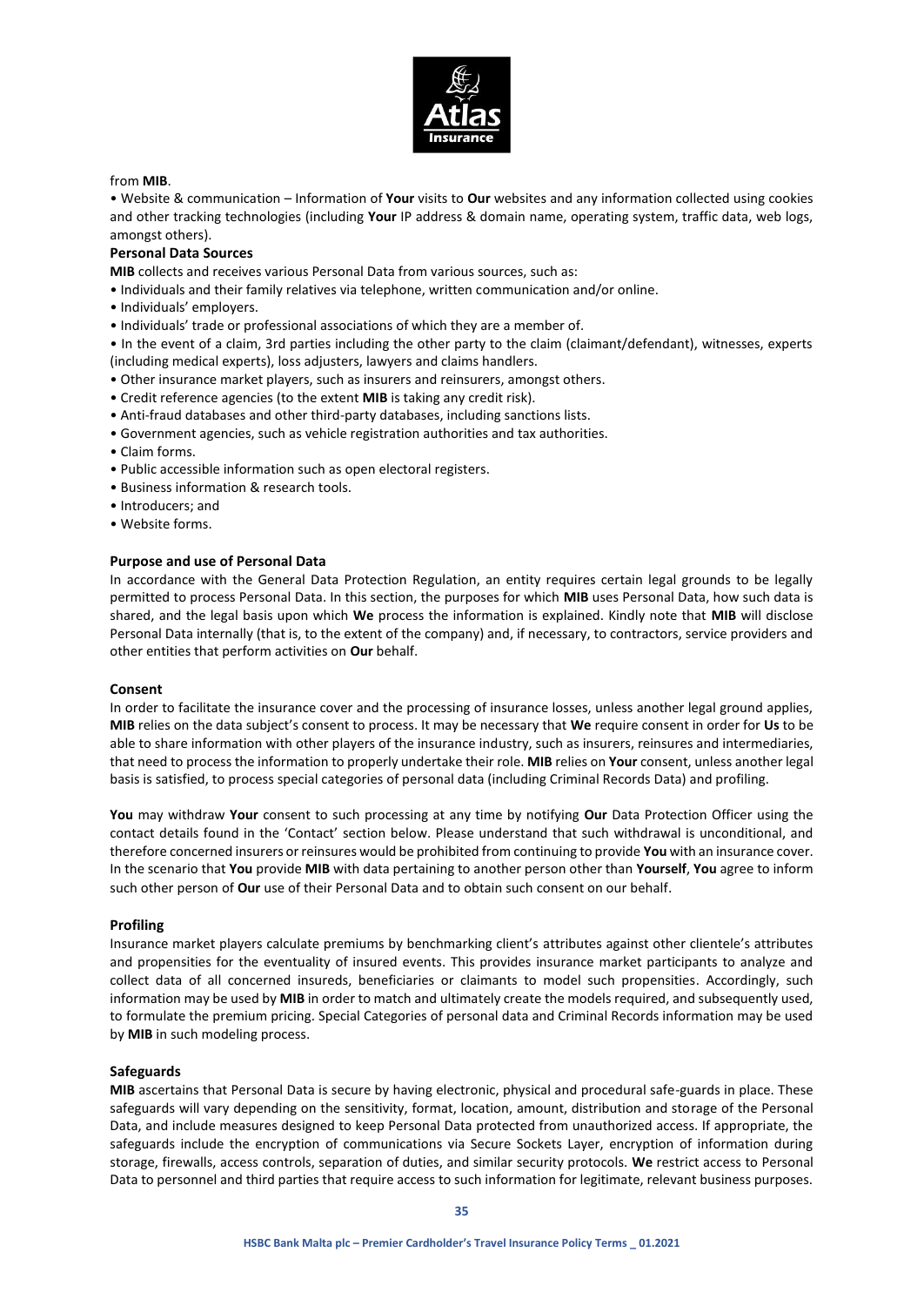from **MIB**.

• Website & communication – Information of **Your** visits to **Our** websites and any information collected using cookies and other tracking technologies (including **Your** IP address & domain name, operating system, traffic data, web logs, amongst others).

**Personal Data Sources**

**MIB** collects and receives various Personal Data from various sources, such as:

• Individuals and their family relatives via telephone, written communication and/or online.
• Individuals' employers.
• Individuals' trade or professional associations of which they are a member of.
• In the event of a claim, 3rd parties including the other party to the claim (claimant/defendant), witnesses, experts (including medical experts), loss adjusters, lawyers and claims handlers.
• Other insurance market players, such as insurers and reinsurers, amongst others.
• Credit reference agencies (to the extent **MIB** is taking any credit risk).
• Anti-fraud databases and other third-party databases, including sanctions lists.
• Government agencies, such as vehicle registration authorities and tax authorities.
• Claim forms.
• Public accessible information such as open electoral registers.
• Business information & research tools.
• Introducers; and
• Website forms.

**Purpose and use of Personal Data**

In accordance with the General Data Protection Regulation, an entity requires certain legal grounds to be legally permitted to process Personal Data. In this section, the purposes for which **MIB** uses Personal Data, how such data is shared, and the legal basis upon which **We** process the information is explained. Kindly note that **MIB** will disclose Personal Data internally (that is, to the extent of the company) and, if necessary, to contractors, service providers and other entities that perform activities on **Our** behalf.

**Consent**

In order to facilitate the insurance cover and the processing of insurance losses, unless another legal ground applies, **MIB** relies on the data subject's consent to process. It may be necessary that **We** require consent in order for **Us** to be able to share information with other players of the insurance industry, such as insurers, reinsures and intermediaries, that need to process the information to properly undertake their role. **MIB** relies on **Your** consent, unless another legal basis is satisfied, to process special categories of personal data (including Criminal Records Data) and profiling.

**You** may withdraw **Your** consent to such processing at any time by notifying **Our** Data Protection Officer using the contact details found in the 'Contact' section below. Please understand that such withdrawal is unconditional, and therefore concerned insurers or reinsures would be prohibited from continuing to provide **You** with an insurance cover. In the scenario that **You** provide **MIB** with data pertaining to another person other than **Yourself**, **You** agree to inform such other person of **Our** use of their Personal Data and to obtain such consent on our behalf.

**Profiling**

Insurance market players calculate premiums by benchmarking client's attributes against other clientele's attributes and propensities for the eventuality of insured events. This provides insurance market participants to analyze and collect data of all concerned insureds, beneficiaries or claimants to model such propensities. Accordingly, such information may be used by **MIB** in order to match and ultimately create the models required, and subsequently used, to formulate the premium pricing. Special Categories of personal data and Criminal Records information may be used by **MIB** in such modeling process.

**Safeguards**

**MIB** ascertains that Personal Data is secure by having electronic, physical and procedural safe-guards in place. These safeguards will vary depending on the sensitivity, format, location, amount, distribution and storage of the Personal Data, and include measures designed to keep Personal Data protected from unauthorized access. If appropriate, the safeguards include the encryption of communications via Secure Sockets Layer, encryption of information during storage, firewalls, access controls, separation of duties, and similar security protocols. **We** restrict access to Personal Data to personnel and third parties that require access to such information for legitimate, relevant business purposes.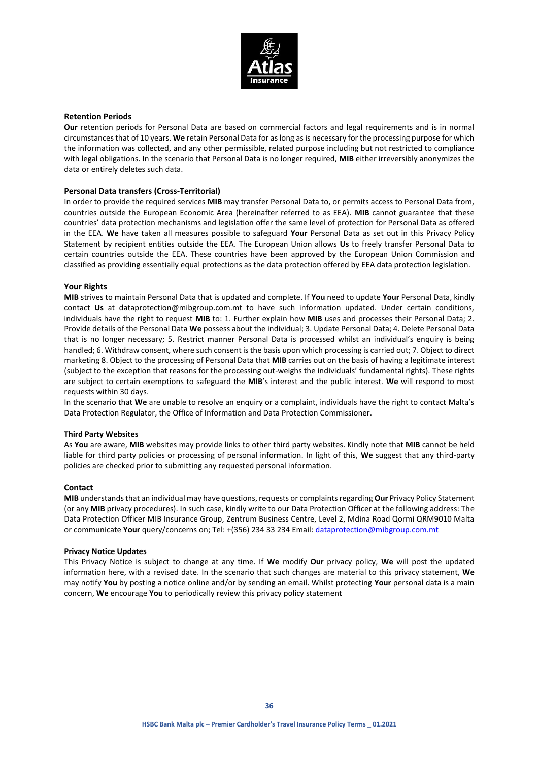#### Retention Periods

**Our** retention periods for Personal Data are based on commercial factors and legal requirements and is in normal circumstances that of 10 years. **We** retain Personal Data for as long as is necessary for the processing purpose for which the information was collected, and any other permissible, related purpose including but not restricted to compliance with legal obligations. In the scenario that Personal Data is no longer required, **MIB** either irreversibly anonymizes the data or entirely deletes such data.

#### Personal Data transfers (Cross-Territorial)

In order to provide the required services **MIB** may transfer Personal Data to, or permits access to Personal Data from, countries outside the European Economic Area (hereinafter referred to as EEA). **MIB** cannot guarantee that these countries' data protection mechanisms and legislation offer the same level of protection for Personal Data as offered in the EEA. **We** have taken all measures possible to safeguard **Your** Personal Data as set out in this Privacy Policy Statement by recipient entities outside the EEA. The European Union allows **Us** to freely transfer Personal Data to certain countries outside the EEA. These countries have been approved by the European Union Commission and classified as providing essentially equal protections as the data protection offered by EEA data protection legislation.

#### Your Rights

**MIB** strives to maintain Personal Data that is updated and complete. If **You** need to update **Your** Personal Data, kindly contact **Us** at dataprotection@mibgroup.com.mt to have such information updated. Under certain conditions, individuals have the right to request **MIB** to: 1. Further explain how **MIB** uses and processes their Personal Data; 2. Provide details of the Personal Data **We** possess about the individual; 3. Update Personal Data; 4. Delete Personal Data that is no longer necessary; 5. Restrict manner Personal Data is processed whilst an individual's enquiry is being handled; 6. Withdraw consent, where such consent is the basis upon which processing is carried out; 7. Object to direct marketing 8. Object to the processing of Personal Data that **MIB** carries out on the basis of having a legitimate interest (subject to the exception that reasons for the processing out-weighs the individuals' fundamental rights). These rights are subject to certain exemptions to safeguard the **MIB**'s interest and the public interest. **We** will respond to most requests within 30 days.

In the scenario that **We** are unable to resolve an enquiry or a complaint, individuals have the right to contact Malta's Data Protection Regulator, the Office of Information and Data Protection Commissioner.

#### Third Party Websites

As **You** are aware, **MIB** websites may provide links to other third party websites. Kindly note that **MIB** cannot be held liable for third party policies or processing of personal information. In light of this, **We** suggest that any third-party policies are checked prior to submitting any requested personal information.

#### Contact

**MIB** understands that an individual may have questions, requests or complaints regarding **Our** Privacy Policy Statement (or any **MIB** privacy procedures). In such case, kindly write to our Data Protection Officer at the following address: The Data Protection Officer MIB Insurance Group, Zentrum Business Centre, Level 2, Mdina Road Qormi QRM9010 Malta or communicate **Your** query/concerns on; Tel: +(356) 234 33 234 Email: dataprotection@mibgroup.com.mt

#### Privacy Notice Updates

This Privacy Notice is subject to change at any time. If **We** modify **Our** privacy policy, **We** will post the updated information here, with a revised date. In the scenario that such changes are material to this privacy statement, **We** may notify **You** by posting a notice online and/or by sending an email. Whilst protecting **Your** personal data is a main concern, **We** encourage **You** to periodically review this privacy policy statement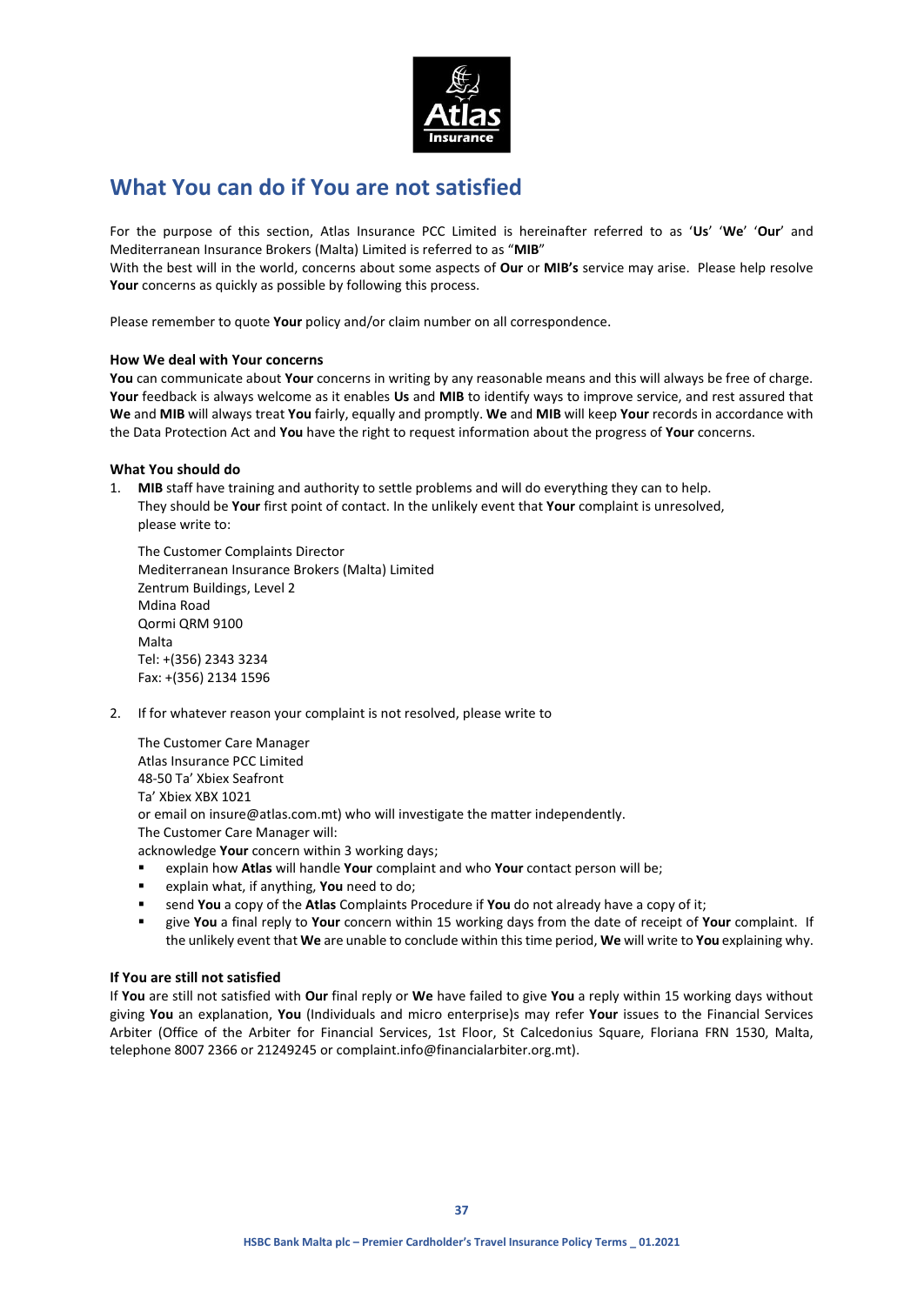# What You can do if You are not satisfied

For the purpose of this section, Atlas Insurance PCC Limited is hereinafter referred to as '**Us**' '**We**' '**Our**' and Mediterranean Insurance Brokers (Malta) Limited is referred to as "**MIB**"
With the best will in the world, concerns about some aspects of **Our** or **MIB's** service may arise. Please help resolve **Your** concerns as quickly as possible by following this process.

Please remember to quote **Your** policy and/or claim number on all correspondence.

### How We deal with Your concerns

**You** can communicate about **Your** concerns in writing by any reasonable means and this will always be free of charge. **Your** feedback is always welcome as it enables **Us** and **MIB** to identify ways to improve service, and rest assured that **We** and **MIB** will always treat **You** fairly, equally and promptly. **We** and **MIB** will keep **Your** records in accordance with the Data Protection Act and **You** have the right to request information about the progress of **Your** concerns.

### What You should do

1. **MIB** staff have training and authority to settle problems and will do everything they can to help. They should be **Your** first point of contact. In the unlikely event that **Your** complaint is unresolved, please write to:

   The Customer Complaints Director
   Mediterranean Insurance Brokers (Malta) Limited
   Zentrum Buildings, Level 2
   Mdina Road
   Qormi QRM 9100
   Malta
   Tel: +(356) 2343 3234
   Fax: +(356) 2134 1596

2. If for whatever reason your complaint is not resolved, please write to

   The Customer Care Manager
   Atlas Insurance PCC Limited
   48-50 Ta' Xbiex Seafront
   Ta' Xbiex XBX 1021
   or email on insure@atlas.com.mt) who will investigate the matter independently.
   The Customer Care Manager will:
   acknowledge **Your** concern within 3 working days;
   - explain how **Atlas** will handle **Your** complaint and who **Your** contact person will be;
   - explain what, if anything, **You** need to do;
   - send **You** a copy of the **Atlas** Complaints Procedure if **You** do not already have a copy of it;
   - give **You** a final reply to **Your** concern within 15 working days from the date of receipt of **Your** complaint. If the unlikely event that **We** are unable to conclude within this time period, **We** will write to **You** explaining why.

### If You are still not satisfied

If **You** are still not satisfied with **Our** final reply or **We** have failed to give **You** a reply within 15 working days without giving **You** an explanation, **You** (Individuals and micro enterprise)s may refer **Your** issues to the Financial Services Arbiter (Office of the Arbiter for Financial Services, 1st Floor, St Calcedonius Square, Floriana FRN 1530, Malta, telephone 8007 2366 or 21249245 or complaint.info@financialarbiter.org.mt).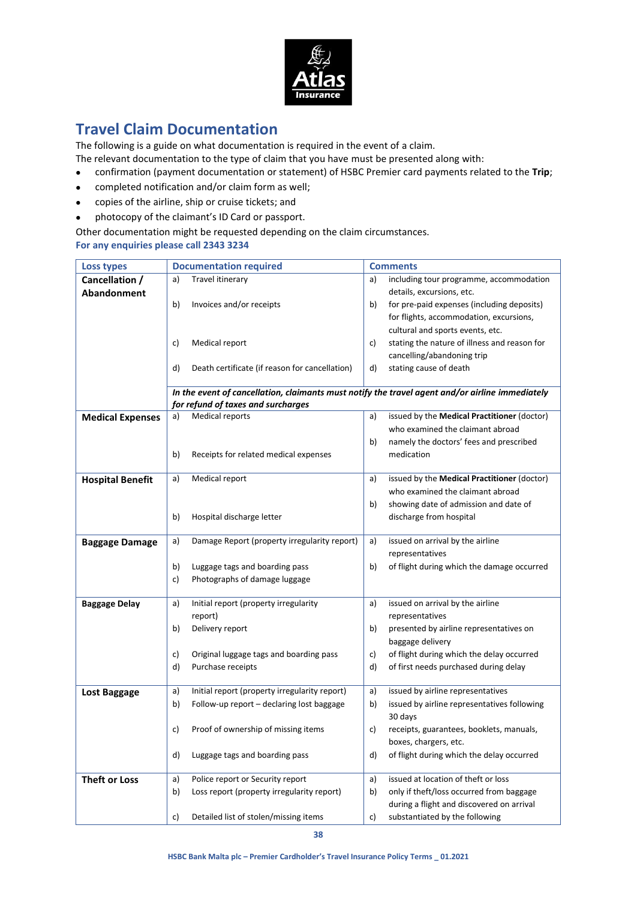## Travel Claim Documentation

The following is a guide on what documentation is required in the event of a claim.

The relevant documentation to the type of claim that you have must be presented along with:

- confirmation (payment documentation or statement) of HSBC Premier card payments related to the **Trip**;
- completed notification and/or claim form as well;
- copies of the airline, ship or cruise tickets; and
- photocopy of the claimant's ID Card or passport.

Other documentation might be requested depending on the claim circumstances.

**For any enquiries please call 2343 3234**

| Loss types | Documentation required | Comments |
|---|---|---|
| **Cancellation / Abandonment** | a) Travel itinerary | a) including tour programme, accommodation details, excursions, etc. |
| | b) Invoices and/or receipts | b) for pre-paid expenses (including deposits) for flights, accommodation, excursions, cultural and sports events, etc. |
| | c) Medical report | c) stating the nature of illness and reason for cancelling/abandoning trip |
| | d) Death certificate (if reason for cancellation) | d) stating cause of death |
| | ***In the event of cancellation, claimants must notify the travel agent and/or airline immediately for refund of taxes and surcharges*** | |
| **Medical Expenses** | a) Medical reports | a) issued by the **Medical Practitioner** (doctor) who examined the claimant abroad |
| | b) Receipts for related medical expenses | b) namely the doctors' fees and prescribed medication |
| **Hospital Benefit** | a) Medical report | a) issued by the **Medical Practitioner** (doctor) who examined the claimant abroad |
| | b) Hospital discharge letter | b) showing date of admission and date of discharge from hospital |
| **Baggage Damage** | a) Damage Report (property irregularity report) | a) issued on arrival by the airline representatives |
| | b) Luggage tags and boarding pass | b) of flight during which the damage occurred |
| | c) Photographs of damage luggage | |
| **Baggage Delay** | a) Initial report (property irregularity report) | a) issued on arrival by the airline representatives |
| | b) Delivery report | b) presented by airline representatives on baggage delivery |
| | c) Original luggage tags and boarding pass | c) of flight during which the delay occurred |
| | d) Purchase receipts | d) of first needs purchased during delay |
| **Lost Baggage** | a) Initial report (property irregularity report) | a) issued by airline representatives |
| | b) Follow-up report – declaring lost baggage | b) issued by airline representatives following 30 days |
| | c) Proof of ownership of missing items | c) receipts, guarantees, booklets, manuals, boxes, chargers, etc. |
| | d) Luggage tags and boarding pass | d) of flight during which the delay occurred |
| **Theft or Loss** | a) Police report or Security report | a) issued at location of theft or loss |
| | b) Loss report (property irregularity report) | b) only if theft/loss occurred from baggage during a flight and discovered on arrival |
| | c) Detailed list of stolen/missing items | c) substantiated by the following |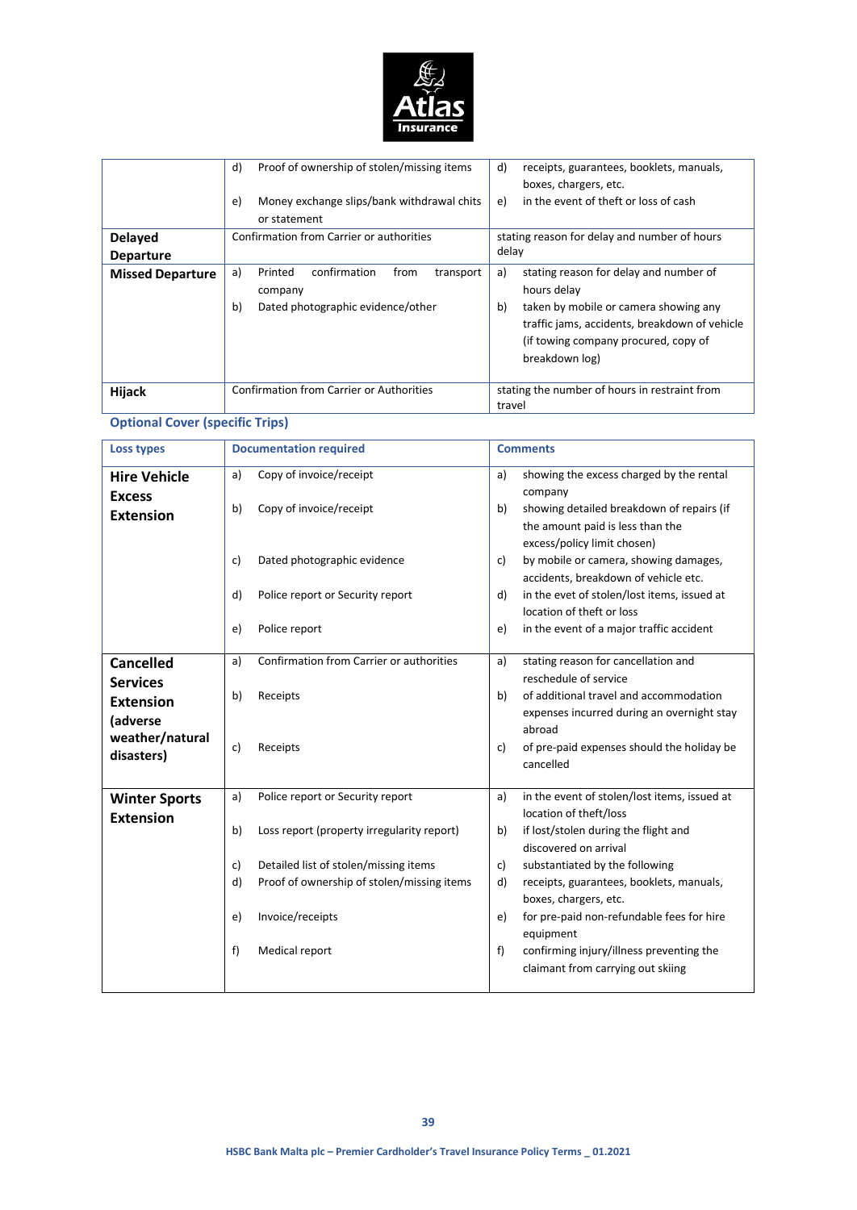| | | |
|---|---|---|
| | d) Proof of ownership of stolen/missing items<br><br>e) Money exchange slips/bank withdrawal chits or statement | d) receipts, guarantees, booklets, manuals, boxes, chargers, etc.<br><br>e) in the event of theft or loss of cash |
| **Delayed Departure** | Confirmation from Carrier or authorities | stating reason for delay and number of hours delay |
| **Missed Departure** | a) Printed confirmation from transport company<br><br>b) Dated photographic evidence/other | a) stating reason for delay and number of hours delay<br><br>b) taken by mobile or camera showing any traffic jams, accidents, breakdown of vehicle (if towing company procured, copy of breakdown log) |
| **Hijack** | Confirmation from Carrier or Authorities | stating the number of hours in restraint from travel |

## Optional Cover (specific Trips)

| Loss types | Documentation required | Comments |
|---|---|---|
| **Hire Vehicle Excess Extension** | a) Copy of invoice/receipt<br><br>b) Copy of invoice/receipt<br><br>c) Dated photographic evidence<br><br>d) Police report or Security report<br><br>e) Police report | a) showing the excess charged by the rental company<br><br>b) showing detailed breakdown of repairs (if the amount paid is less than the excess/policy limit chosen)<br><br>c) by mobile or camera, showing damages, accidents, breakdown of vehicle etc.<br><br>d) in the evet of stolen/lost items, issued at location of theft or loss<br><br>e) in the event of a major traffic accident |
| **Cancelled Services Extension (adverse weather/natural disasters)** | a) Confirmation from Carrier or authorities<br><br>b) Receipts<br><br>c) Receipts | a) stating reason for cancellation and reschedule of service<br><br>b) of additional travel and accommodation expenses incurred during an overnight stay abroad<br><br>c) of pre-paid expenses should the holiday be cancelled |
| **Winter Sports Extension** | a) Police report or Security report<br><br>b) Loss report (property irregularity report)<br><br>c) Detailed list of stolen/missing items<br><br>d) Proof of ownership of stolen/missing items<br><br>e) Invoice/receipts<br><br>f) Medical report | a) in the event of stolen/lost items, issued at location of theft/loss<br><br>b) if lost/stolen during the flight and discovered on arrival<br><br>c) substantiated by the following<br><br>d) receipts, guarantees, booklets, manuals, boxes, chargers, etc.<br><br>e) for pre-paid non-refundable fees for hire equipment<br><br>f) confirming injury/illness preventing the claimant from carrying out skiing |